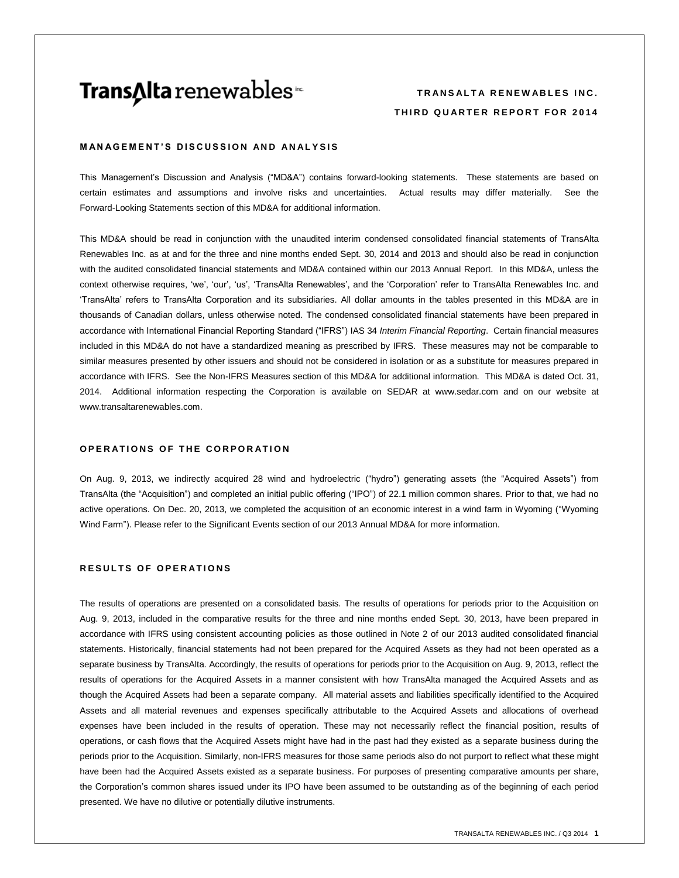# TransAlta renewables inc.

**TRANSALTA RENEWABLES INC.**

**THIRD QUARTER REPORT FOR 2014**

## MANAGEMENT'S DISCUSSION AND ANALYSIS

This Management's Discussion and Analysis ("MD&A") contains forward-looking statements. These statements are based on certain estimates and assumptions and involve risks and uncertainties. Actual results may differ materially. See the Forward-Looking Statements section of this MD&A for additional information.

This MD&A should be read in conjunction with the unaudited interim condensed consolidated financial statements of TransAlta Renewables Inc. as at and for the three and nine months ended Sept. 30, 2014 and 2013 and should also be read in conjunction with the audited consolidated financial statements and MD&A contained within our 2013 Annual Report. In this MD&A, unless the context otherwise requires, 'we', 'our', 'us', 'TransAlta Renewables', and the 'Corporation' refer to TransAlta Renewables Inc. and 'TransAlta' refers to TransAlta Corporation and its subsidiaries. All dollar amounts in the tables presented in this MD&A are in thousands of Canadian dollars, unless otherwise noted. The condensed consolidated financial statements have been prepared in accordance with International Financial Reporting Standard ("IFRS") IAS 34 *Interim Financial Reporting*. Certain financial measures included in this MD&A do not have a standardized meaning as prescribed by IFRS. These measures may not be comparable to similar measures presented by other issuers and should not be considered in isolation or as a substitute for measures prepared in accordance with IFRS. See the Non-IFRS Measures section of this MD&A for additional information. This MD&A is dated Oct. 31, 2014. Additional information respecting the Corporation is available on SEDAR at www.sedar.com and on our website at www.transaltarenewables.com.

## OPERATIONS OF THE CORPORATION

On Aug. 9, 2013, we indirectly acquired 28 wind and hydroelectric ("hydro") generating assets (the "Acquired Assets") from TransAlta (the "Acquisition") and completed an initial public offering ("IPO") of 22.1 million common shares. Prior to that, we had no active operations. On Dec. 20, 2013, we completed the acquisition of an economic interest in a wind farm in Wyoming ("Wyoming Wind Farm"). Please refer to the Significant Events section of our 2013 Annual MD&A for more information.

## RESULTS OF OPERATIONS

The results of operations are presented on a consolidated basis. The results of operations for periods prior to the Acquisition on Aug. 9, 2013, included in the comparative results for the three and nine months ended Sept. 30, 2013, have been prepared in accordance with IFRS using consistent accounting policies as those outlined in Note 2 of our 2013 audited consolidated financial statements. Historically, financial statements had not been prepared for the Acquired Assets as they had not been operated as a separate business by TransAlta. Accordingly, the results of operations for periods prior to the Acquisition on Aug. 9, 2013, reflect the results of operations for the Acquired Assets in a manner consistent with how TransAlta managed the Acquired Assets and as though the Acquired Assets had been a separate company. All material assets and liabilities specifically identified to the Acquired Assets and all material revenues and expenses specifically attributable to the Acquired Assets and allocations of overhead expenses have been included in the results of operation. These may not necessarily reflect the financial position, results of operations, or cash flows that the Acquired Assets might have had in the past had they existed as a separate business during the periods prior to the Acquisition. Similarly, non-IFRS measures for those same periods also do not purport to reflect what these might have been had the Acquired Assets existed as a separate business. For purposes of presenting comparative amounts per share, the Corporation's common shares issued under its IPO have been assumed to be outstanding as of the beginning of each period presented. We have no dilutive or potentially dilutive instruments.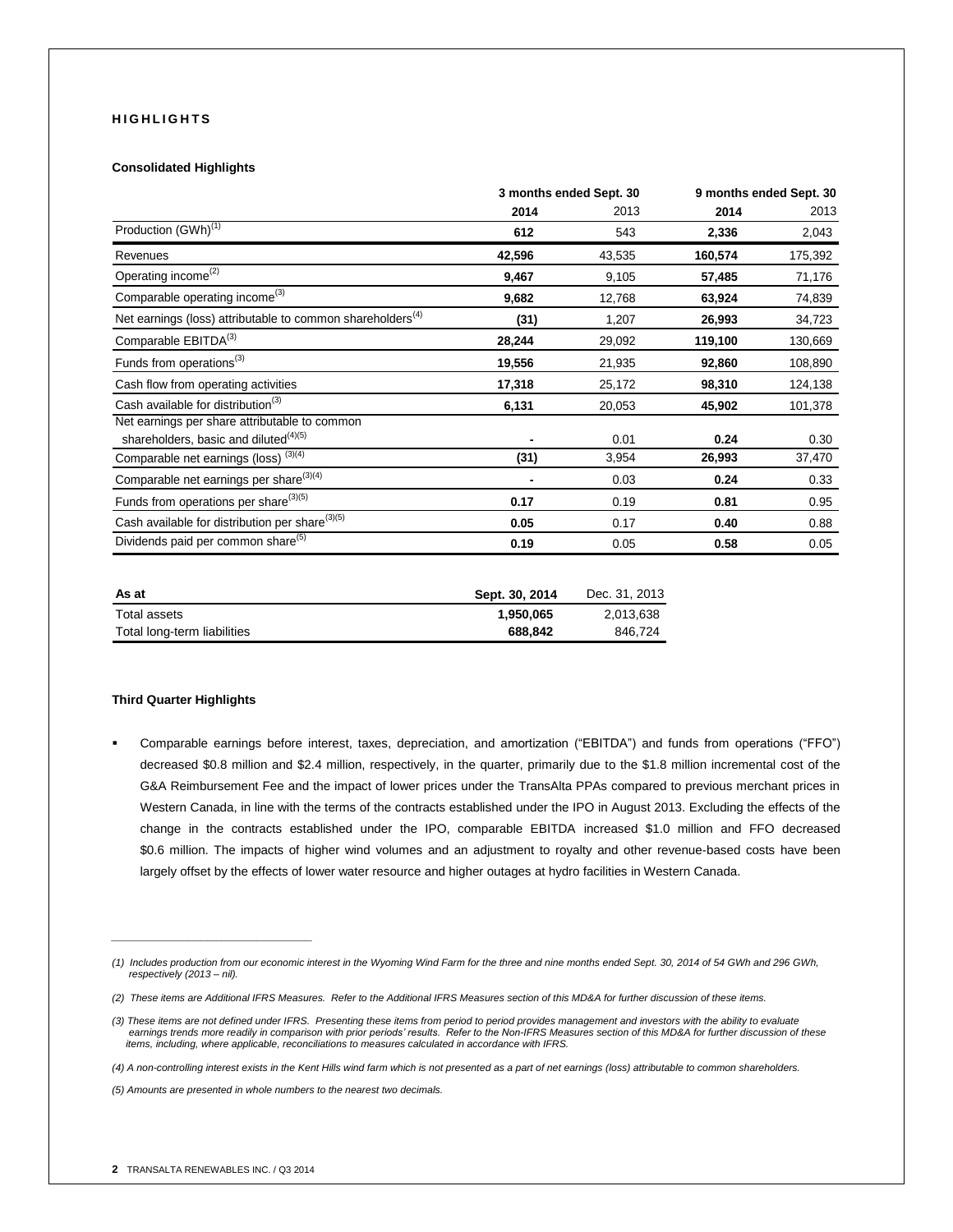## HIGHLIGHTS

### Consolidated Highlights

| | 3 months ended Sept. 30 | | 9 months ended Sept. 30 | |
|---|---|---|---|---|
| | **2014** | 2013 | **2014** | 2013 |
| Production (GWh)[1] | **612** | 543 | **2,336** | 2,043 |
| Revenues | **42,596** | 43,535 | **160,574** | 175,392 |
| Operating income[2] | **9,467** | 9,105 | **57,485** | 71,176 |
| Comparable operating income[3] | **9,682** | 12,768 | **63,924** | 74,839 |
| Net earnings (loss) attributable to common shareholders[4] | **(31)** | 1,207 | **26,993** | 34,723 |
| Comparable EBITDA[3] | **28,244** | 29,092 | **119,100** | 130,669 |
| Funds from operations[3] | **19,556** | 21,935 | **92,860** | 108,890 |
| Cash flow from operating activities | **17,318** | 25,172 | **98,310** | 124,138 |
| Cash available for distribution[3] | **6,131** | 20,053 | **45,902** | 101,378 |
| Net earnings per share attributable to common shareholders, basic and diluted[4][5] | **-** | 0.01 | **0.24** | 0.30 |
| Comparable net earnings (loss) [3][4] | **(31)** | 3,954 | **26,993** | 37,470 |
| Comparable net earnings per share[3][4] | **-** | 0.03 | **0.24** | 0.33 |
| Funds from operations per share[3][5] | **0.17** | 0.19 | **0.81** | 0.95 |
| Cash available for distribution per share[3][5] | **0.05** | 0.17 | **0.40** | 0.88 |
| Dividends paid per common share[5] | **0.19** | 0.05 | **0.58** | 0.05 |

| As at | Sept. 30, 2014 | Dec. 31, 2013 |
|---|---|---|
| Total assets | **1,950,065** | 2,013,638 |
| Total long-term liabilities | **688,842** | 846,724 |

### Third Quarter Highlights

- Comparable earnings before interest, taxes, depreciation, and amortization ("EBITDA") and funds from operations ("FFO") decreased $0.8 million and $2.4 million, respectively, in the quarter, primarily due to the $1.8 million incremental cost of the G&A Reimbursement Fee and the impact of lower prices under the TransAlta PPAs compared to previous merchant prices in Western Canada, in line with the terms of the contracts established under the IPO in August 2013. Excluding the effects of the change in the contracts established under the IPO, comparable EBITDA increased $1.0 million and FFO decreased $0.6 million. The impacts of higher wind volumes and an adjustment to royalty and other revenue-based costs have been largely offset by the effects of lower water resource and higher outages at hydro facilities in Western Canada.

---

*(1) Includes production from our economic interest in the Wyoming Wind Farm for the three and nine months ended Sept. 30, 2014 of 54 GWh and 296 GWh, respectively (2013 – nil).*

*(2) These items are Additional IFRS Measures. Refer to the Additional IFRS Measures section of this MD&A for further discussion of these items.*

*(3) These items are not defined under IFRS. Presenting these items from period to period provides management and investors with the ability to evaluate earnings trends more readily in comparison with prior periods' results. Refer to the Non-IFRS Measures section of this MD&A for further discussion of these items, including, where applicable, reconciliations to measures calculated in accordance with IFRS.*

*(4) A non-controlling interest exists in the Kent Hills wind farm which is not presented as a part of net earnings (loss) attributable to common shareholders.*

*(5) Amounts are presented in whole numbers to the nearest two decimals.*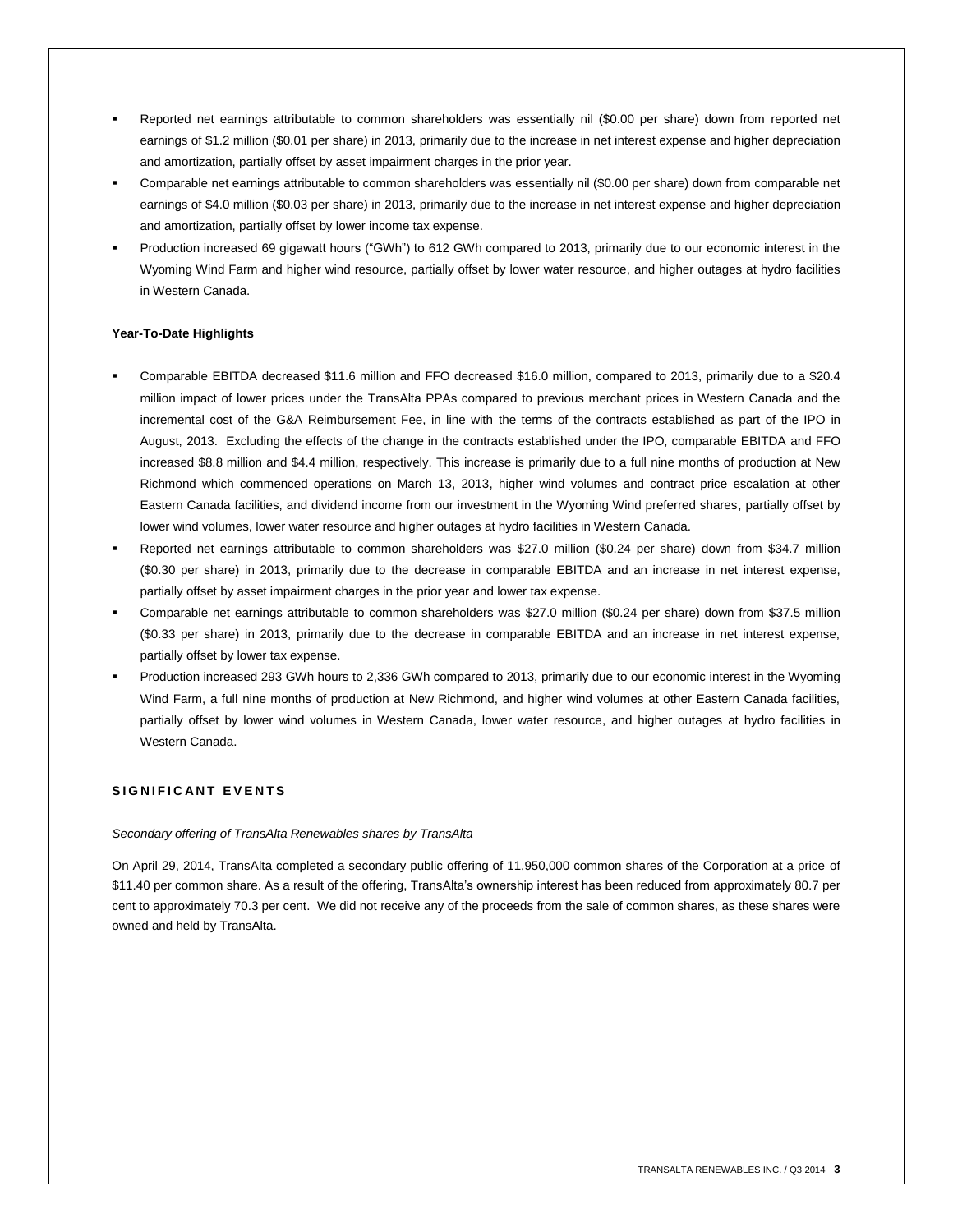- Reported net earnings attributable to common shareholders was essentially nil ($0.00 per share) down from reported net earnings of $1.2 million ($0.01 per share) in 2013, primarily due to the increase in net interest expense and higher depreciation and amortization, partially offset by asset impairment charges in the prior year.
- Comparable net earnings attributable to common shareholders was essentially nil ($0.00 per share) down from comparable net earnings of $4.0 million ($0.03 per share) in 2013, primarily due to the increase in net interest expense and higher depreciation and amortization, partially offset by lower income tax expense.
- Production increased 69 gigawatt hours ("GWh") to 612 GWh compared to 2013, primarily due to our economic interest in the Wyoming Wind Farm and higher wind resource, partially offset by lower water resource, and higher outages at hydro facilities in Western Canada.

**Year-To-Date Highlights**

- Comparable EBITDA decreased $11.6 million and FFO decreased $16.0 million, compared to 2013, primarily due to a $20.4 million impact of lower prices under the TransAlta PPAs compared to previous merchant prices in Western Canada and the incremental cost of the G&A Reimbursement Fee, in line with the terms of the contracts established as part of the IPO in August, 2013. Excluding the effects of the change in the contracts established under the IPO, comparable EBITDA and FFO increased $8.8 million and $4.4 million, respectively. This increase is primarily due to a full nine months of production at New Richmond which commenced operations on March 13, 2013, higher wind volumes and contract price escalation at other Eastern Canada facilities, and dividend income from our investment in the Wyoming Wind preferred shares, partially offset by lower wind volumes, lower water resource and higher outages at hydro facilities in Western Canada.
- Reported net earnings attributable to common shareholders was $27.0 million ($0.24 per share) down from $34.7 million ($0.30 per share) in 2013, primarily due to the decrease in comparable EBITDA and an increase in net interest expense, partially offset by asset impairment charges in the prior year and lower tax expense.
- Comparable net earnings attributable to common shareholders was $27.0 million ($0.24 per share) down from $37.5 million ($0.33 per share) in 2013, primarily due to the decrease in comparable EBITDA and an increase in net interest expense, partially offset by lower tax expense.
- Production increased 293 GWh hours to 2,336 GWh compared to 2013, primarily due to our economic interest in the Wyoming Wind Farm, a full nine months of production at New Richmond, and higher wind volumes at other Eastern Canada facilities, partially offset by lower wind volumes in Western Canada, lower water resource, and higher outages at hydro facilities in Western Canada.

## SIGNIFICANT EVENTS

*Secondary offering of TransAlta Renewables shares by TransAlta*

On April 29, 2014, TransAlta completed a secondary public offering of 11,950,000 common shares of the Corporation at a price of $11.40 per common share. As a result of the offering, TransAlta's ownership interest has been reduced from approximately 80.7 per cent to approximately 70.3 per cent. We did not receive any of the proceeds from the sale of common shares, as these shares were owned and held by TransAlta.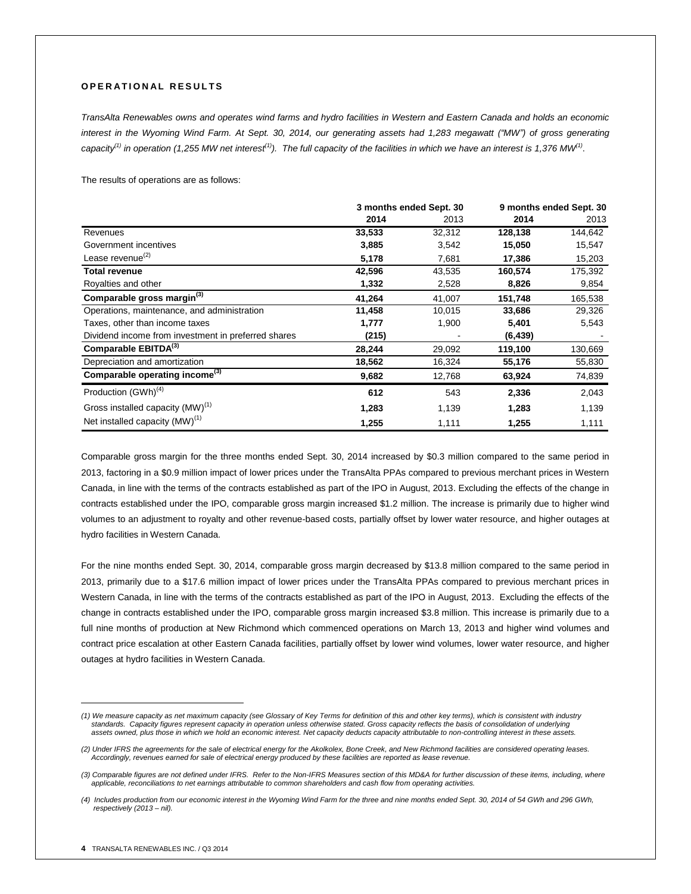## OPERATIONAL RESULTS

*TransAlta Renewables owns and operates wind farms and hydro facilities in Western and Eastern Canada and holds an economic interest in the Wyoming Wind Farm. At Sept. 30, 2014, our generating assets had 1,283 megawatt ("MW") of gross generating capacity[(1)] in operation (1,255 MW net interest[(1)]). The full capacity of the facilities in which we have an interest is 1,376 MW[(1)].*

The results of operations are as follows:

| | 3 months ended Sept. 30 | | 9 months ended Sept. 30 | |
|---|---|---|---|---|
| | **2014** | 2013 | **2014** | 2013 |
| Revenues | **33,533** | 32,312 | **128,138** | 144,642 |
| Government incentives | **3,885** | 3,542 | **15,050** | 15,547 |
| Lease revenue[(2)] | **5,178** | 7,681 | **17,386** | 15,203 |
| **Total revenue** | **42,596** | 43,535 | **160,574** | 175,392 |
| Royalties and other | **1,332** | 2,528 | **8,826** | 9,854 |
| **Comparable gross margin[(3)]** | **41,264** | 41,007 | **151,748** | 165,538 |
| Operations, maintenance, and administration | **11,458** | 10,015 | **33,686** | 29,326 |
| Taxes, other than income taxes | **1,777** | 1,900 | **5,401** | 5,543 |
| Dividend income from investment in preferred shares | **(215)** | - | **(6,439)** | - |
| **Comparable EBITDA[(3)]** | **28,244** | 29,092 | **119,100** | 130,669 |
| Depreciation and amortization | **18,562** | 16,324 | **55,176** | 55,830 |
| **Comparable operating income[(3)]** | **9,682** | 12,768 | **63,924** | 74,839 |
| Production (GWh)[(4)] | **612** | 543 | **2,336** | 2,043 |
| Gross installed capacity (MW)[(1)] | **1,283** | 1,139 | **1,283** | 1,139 |
| Net installed capacity (MW)[(1)] | **1,255** | 1,111 | **1,255** | 1,111 |

Comparable gross margin for the three months ended Sept. 30, 2014 increased by $0.3 million compared to the same period in 2013, factoring in a $0.9 million impact of lower prices under the TransAlta PPAs compared to previous merchant prices in Western Canada, in line with the terms of the contracts established as part of the IPO in August, 2013. Excluding the effects of the change in contracts established under the IPO, comparable gross margin increased $1.2 million. The increase is primarily due to higher wind volumes to an adjustment to royalty and other revenue-based costs, partially offset by lower water resource, and higher outages at hydro facilities in Western Canada.

For the nine months ended Sept. 30, 2014, comparable gross margin decreased by $13.8 million compared to the same period in 2013, primarily due to a $17.6 million impact of lower prices under the TransAlta PPAs compared to previous merchant prices in Western Canada, in line with the terms of the contracts established as part of the IPO in August, 2013. Excluding the effects of the change in contracts established under the IPO, comparable gross margin increased $3.8 million. This increase is primarily due to a full nine months of production at New Richmond which commenced operations on March 13, 2013 and higher wind volumes and contract price escalation at other Eastern Canada facilities, partially offset by lower wind volumes, lower water resource, and higher outages at hydro facilities in Western Canada.

---

*(1) We measure capacity as net maximum capacity (see Glossary of Key Terms for definition of this and other key terms), which is consistent with industry standards. Capacity figures represent capacity in operation unless otherwise stated. Gross capacity reflects the basis of consolidation of underlying assets owned, plus those in which we hold an economic interest. Net capacity deducts capacity attributable to non-controlling interest in these assets.*

*(2) Under IFRS the agreements for the sale of electrical energy for the Akolkolex, Bone Creek, and New Richmond facilities are considered operating leases. Accordingly, revenues earned for sale of electrical energy produced by these facilities are reported as lease revenue.*

*(3) Comparable figures are not defined under IFRS. Refer to the Non-IFRS Measures section of this MD&A for further discussion of these items, including, where applicable, reconciliations to net earnings attributable to common shareholders and cash flow from operating activities.*

*(4) Includes production from our economic interest in the Wyoming Wind Farm for the three and nine months ended Sept. 30, 2014 of 54 GWh and 296 GWh, respectively (2013 – nil).*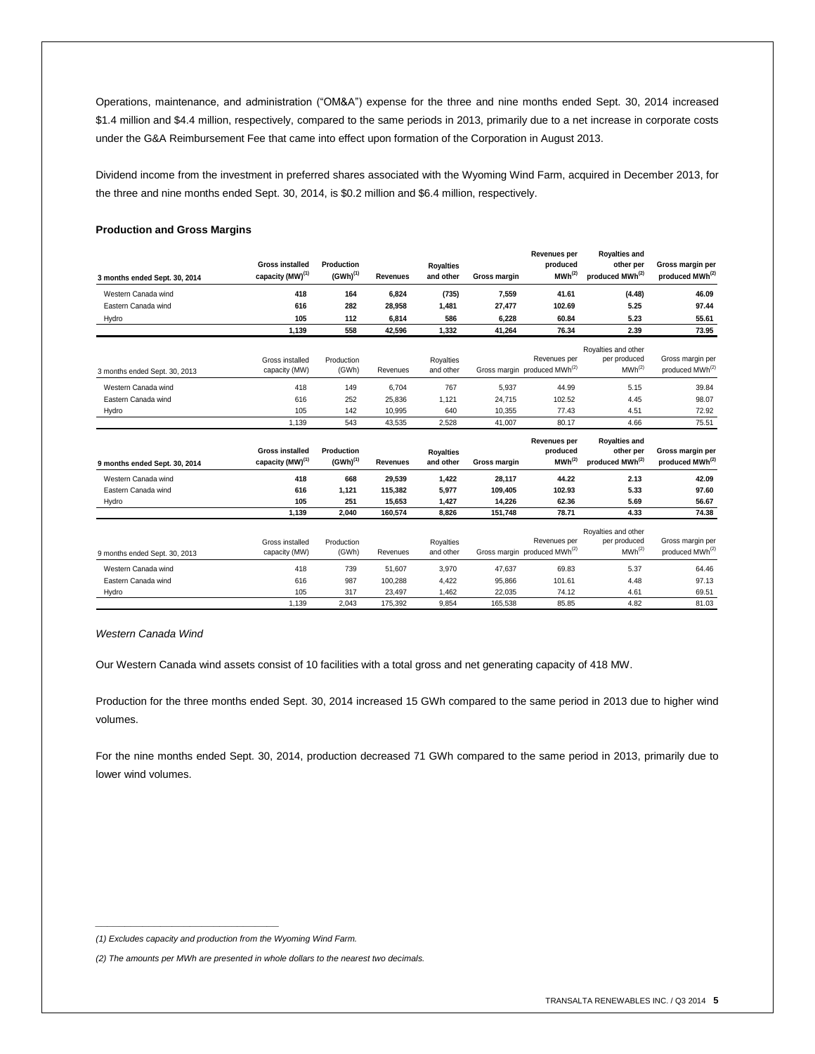Operations, maintenance, and administration ("OM&A") expense for the three and nine months ended Sept. 30, 2014 increased $1.4 million and $4.4 million, respectively, compared to the same periods in 2013, primarily due to a net increase in corporate costs under the G&A Reimbursement Fee that came into effect upon formation of the Corporation in August 2013.

Dividend income from the investment in preferred shares associated with the Wyoming Wind Farm, acquired in December 2013, for the three and nine months ended Sept. 30, 2014, is $0.2 million and $6.4 million, respectively.

**Production and Gross Margins**

| **3 months ended Sept. 30, 2014** | **Gross installed capacity (MW)[1]** | **Production (GWh)[1]** | **Revenues** | **Royalties and other** | **Gross margin** | **Revenues per produced MWh[2]** | **Royalties and other per produced MWh[2]** | **Gross margin per produced MWh[2]** |
|---|---|---|---|---|---|---|---|---|
| Western Canada wind | **418** | **164** | **6,824** | **(735)** | **7,559** | **41.61** | **(4.48)** | **46.09** |
| Eastern Canada wind | **616** | **282** | **28,958** | **1,481** | **27,477** | **102.69** | **5.25** | **97.44** |
| Hydro | **105** | **112** | **6,814** | **586** | **6,228** | **60.84** | **5.23** | **55.61** |
| | **1,139** | **558** | **42,596** | **1,332** | **41,264** | **76.34** | **2.39** | **73.95** |

| 3 months ended Sept. 30, 2013 | Gross installed capacity (MW) | Production (GWh) | Revenues | Royalties and other | Gross margin | Revenues per produced MWh[2] | Royalties and other per produced MWh[2] | Gross margin per produced MWh[2] |
|---|---|---|---|---|---|---|---|---|
| Western Canada wind | 418 | 149 | 6,704 | 767 | 5,937 | 44.99 | 5.15 | 39.84 |
| Eastern Canada wind | 616 | 252 | 25,836 | 1,121 | 24,715 | 102.52 | 4.45 | 98.07 |
| Hydro | 105 | 142 | 10,995 | 640 | 10,355 | 77.43 | 4.51 | 72.92 |
| | 1,139 | 543 | 43,535 | 2,528 | 41,007 | 80.17 | 4.66 | 75.51 |

| **9 months ended Sept. 30, 2014** | **Gross installed capacity (MW)[1]** | **Production (GWh)[1]** | **Revenues** | **Royalties and other** | **Gross margin** | **Revenues per produced MWh[2]** | **Royalties and other per produced MWh[2]** | **Gross margin per produced MWh[2]** |
|---|---|---|---|---|---|---|---|---|
| Western Canada wind | **418** | **668** | **29,539** | **1,422** | **28,117** | **44.22** | **2.13** | **42.09** |
| Eastern Canada wind | **616** | **1,121** | **115,382** | **5,977** | **109,405** | **102.93** | **5.33** | **97.60** |
| Hydro | **105** | **251** | **15,653** | **1,427** | **14,226** | **62.36** | **5.69** | **56.67** |
| | **1,139** | **2,040** | **160,574** | **8,826** | **151,748** | **78.71** | **4.33** | **74.38** |

| 9 months ended Sept. 30, 2013 | Gross installed capacity (MW) | Production (GWh) | Revenues | Royalties and other | Gross margin | Revenues per produced MWh[2] | Royalties and other per produced MWh[2] | Gross margin per produced MWh[2] |
|---|---|---|---|---|---|---|---|---|
| Western Canada wind | 418 | 739 | 51,607 | 3,970 | 47,637 | 69.83 | 5.37 | 64.46 |
| Eastern Canada wind | 616 | 987 | 100,288 | 4,422 | 95,866 | 101.61 | 4.48 | 97.13 |
| Hydro | 105 | 317 | 23,497 | 1,462 | 22,035 | 74.12 | 4.61 | 69.51 |
| | 1,139 | 2,043 | 175,392 | 9,854 | 165,538 | 85.85 | 4.82 | 81.03 |

*Western Canada Wind*

Our Western Canada wind assets consist of 10 facilities with a total gross and net generating capacity of 418 MW.

Production for the three months ended Sept. 30, 2014 increased 15 GWh compared to the same period in 2013 due to higher wind volumes.

For the nine months ended Sept. 30, 2014, production decreased 71 GWh compared to the same period in 2013, primarily due to lower wind volumes.

---

*(1) Excludes capacity and production from the Wyoming Wind Farm.*

*(2) The amounts per MWh are presented in whole dollars to the nearest two decimals.*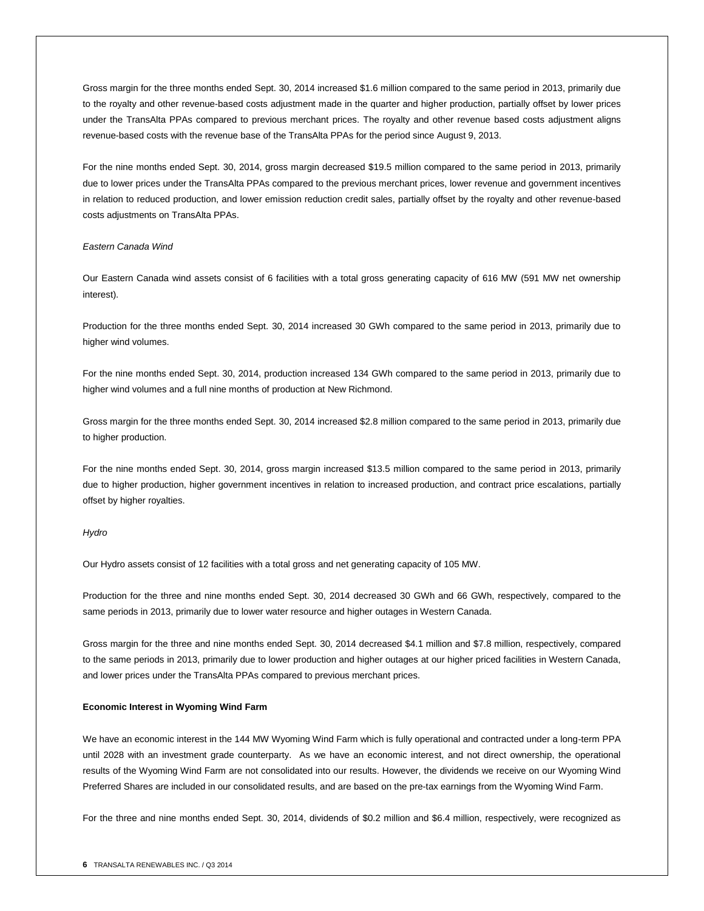Gross margin for the three months ended Sept. 30, 2014 increased $1.6 million compared to the same period in 2013, primarily due to the royalty and other revenue-based costs adjustment made in the quarter and higher production, partially offset by lower prices under the TransAlta PPAs compared to previous merchant prices. The royalty and other revenue based costs adjustment aligns revenue-based costs with the revenue base of the TransAlta PPAs for the period since August 9, 2013.

For the nine months ended Sept. 30, 2014, gross margin decreased $19.5 million compared to the same period in 2013, primarily due to lower prices under the TransAlta PPAs compared to the previous merchant prices, lower revenue and government incentives in relation to reduced production, and lower emission reduction credit sales, partially offset by the royalty and other revenue-based costs adjustments on TransAlta PPAs.

*Eastern Canada Wind*

Our Eastern Canada wind assets consist of 6 facilities with a total gross generating capacity of 616 MW (591 MW net ownership interest).

Production for the three months ended Sept. 30, 2014 increased 30 GWh compared to the same period in 2013, primarily due to higher wind volumes.

For the nine months ended Sept. 30, 2014, production increased 134 GWh compared to the same period in 2013, primarily due to higher wind volumes and a full nine months of production at New Richmond.

Gross margin for the three months ended Sept. 30, 2014 increased $2.8 million compared to the same period in 2013, primarily due to higher production.

For the nine months ended Sept. 30, 2014, gross margin increased $13.5 million compared to the same period in 2013, primarily due to higher production, higher government incentives in relation to increased production, and contract price escalations, partially offset by higher royalties.

*Hydro*

Our Hydro assets consist of 12 facilities with a total gross and net generating capacity of 105 MW.

Production for the three and nine months ended Sept. 30, 2014 decreased 30 GWh and 66 GWh, respectively, compared to the same periods in 2013, primarily due to lower water resource and higher outages in Western Canada.

Gross margin for the three and nine months ended Sept. 30, 2014 decreased $4.1 million and $7.8 million, respectively, compared to the same periods in 2013, primarily due to lower production and higher outages at our higher priced facilities in Western Canada, and lower prices under the TransAlta PPAs compared to previous merchant prices.

**Economic Interest in Wyoming Wind Farm**

We have an economic interest in the 144 MW Wyoming Wind Farm which is fully operational and contracted under a long-term PPA until 2028 with an investment grade counterparty. As we have an economic interest, and not direct ownership, the operational results of the Wyoming Wind Farm are not consolidated into our results. However, the dividends we receive on our Wyoming Wind Preferred Shares are included in our consolidated results, and are based on the pre-tax earnings from the Wyoming Wind Farm.

For the three and nine months ended Sept. 30, 2014, dividends of $0.2 million and $6.4 million, respectively, were recognized as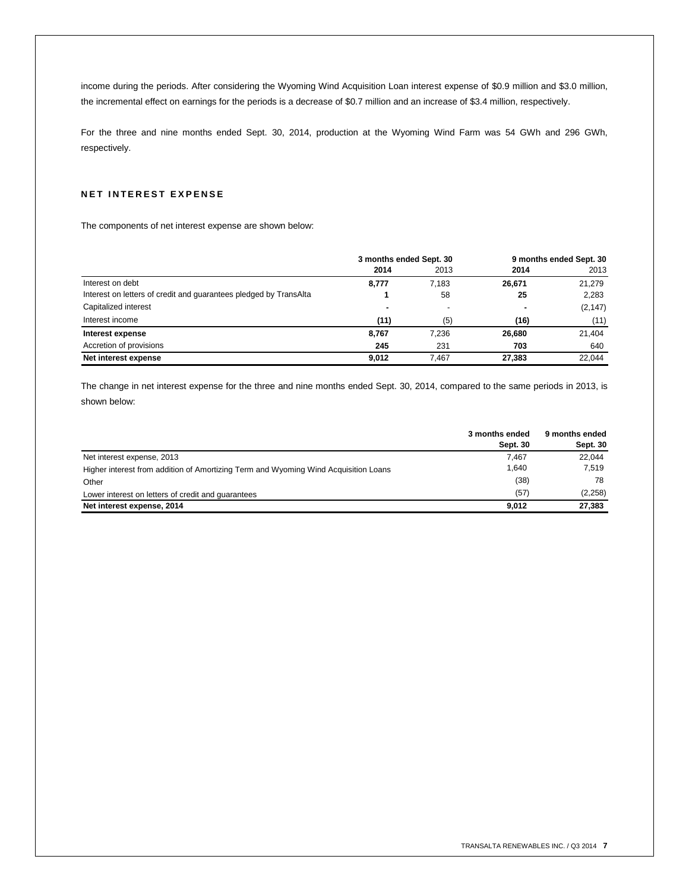income during the periods. After considering the Wyoming Wind Acquisition Loan interest expense of \$0.9 million and \$3.0 million, the incremental effect on earnings for the periods is a decrease of \$0.7 million and an increase of \$3.4 million, respectively.

For the three and nine months ended Sept. 30, 2014, production at the Wyoming Wind Farm was 54 GWh and 296 GWh, respectively.

## NET INTEREST EXPENSE

The components of net interest expense are shown below:

| | 3 months ended Sept. 30 | | 9 months ended Sept. 30 | |
|---|---|---|---|---|
| | **2014** | 2013 | **2014** | 2013 |
| Interest on debt | **8,777** | 7,183 | **26,671** | 21,279 |
| Interest on letters of credit and guarantees pledged by TransAlta | **1** | 58 | **25** | 2,283 |
| Capitalized interest | **-** | - | **-** | (2,147) |
| Interest income | **(11)** | (5) | **(16)** | (11) |
| **Interest expense** | **8,767** | 7,236 | **26,680** | 21,404 |
| Accretion of provisions | **245** | 231 | **703** | 640 |
| **Net interest expense** | **9,012** | 7,467 | **27,383** | 22,044 |

The change in net interest expense for the three and nine months ended Sept. 30, 2014, compared to the same periods in 2013, is shown below:

| | **3 months ended Sept. 30** | **9 months ended Sept. 30** |
|---|---|---|
| Net interest expense, 2013 | 7,467 | 22,044 |
| Higher interest from addition of Amortizing Term and Wyoming Wind Acquisition Loans | 1,640 | 7,519 |
| Other | (38) | 78 |
| Lower interest on letters of credit and guarantees | (57) | (2,258) |
| **Net interest expense, 2014** | **9,012** | **27,383** |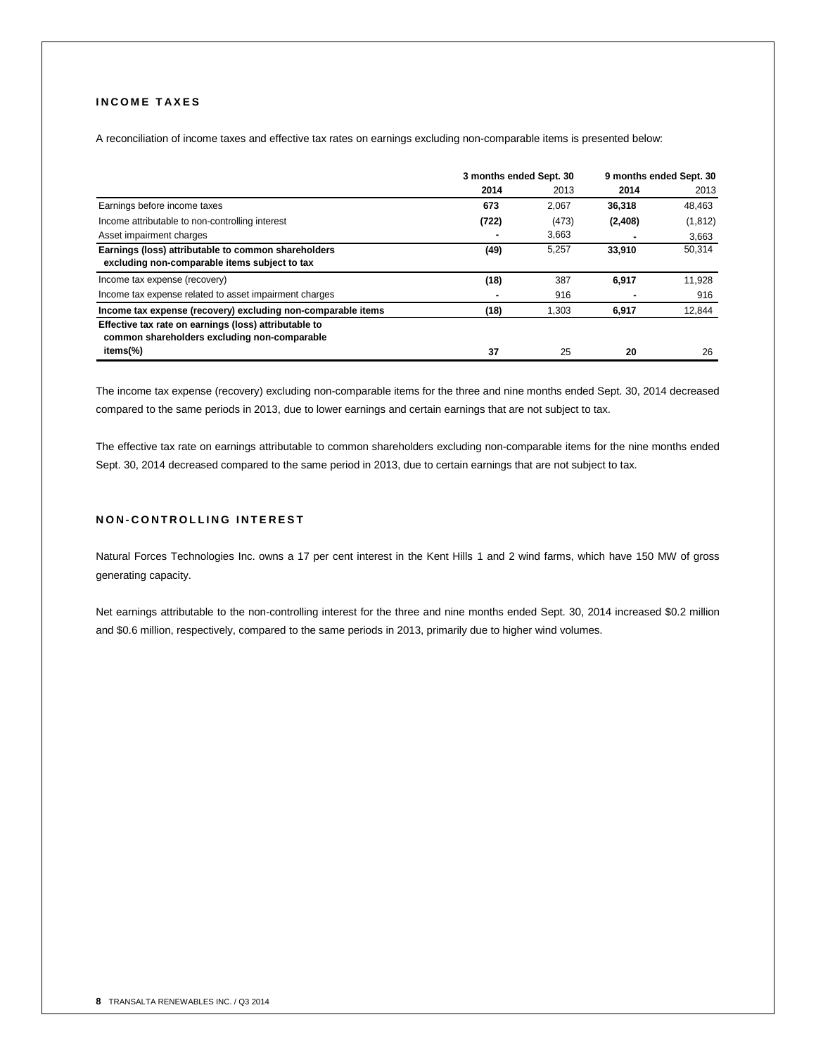## INCOME TAXES

A reconciliation of income taxes and effective tax rates on earnings excluding non-comparable items is presented below:

| | 3 months ended Sept. 30 | | 9 months ended Sept. 30 | |
|---|---|---|---|---|
| | **2014** | 2013 | **2014** | 2013 |
| Earnings before income taxes | **673** | 2,067 | **36,318** | 48,463 |
| Income attributable to non-controlling interest | **(722)** | (473) | **(2,408)** | (1,812) |
| Asset impairment charges | **-** | 3,663 | **-** | 3,663 |
| **Earnings (loss) attributable to common shareholders excluding non-comparable items subject to tax** | **(49)** | 5,257 | **33,910** | 50,314 |
| Income tax expense (recovery) | **(18)** | 387 | **6,917** | 11,928 |
| Income tax expense related to asset impairment charges | **-** | 916 | **-** | 916 |
| **Income tax expense (recovery) excluding non-comparable items** | **(18)** | 1,303 | **6,917** | 12,844 |
| **Effective tax rate on earnings (loss) attributable to common shareholders excluding non-comparable items(%)** | **37** | 25 | **20** | 26 |

The income tax expense (recovery) excluding non-comparable items for the three and nine months ended Sept. 30, 2014 decreased compared to the same periods in 2013, due to lower earnings and certain earnings that are not subject to tax.

The effective tax rate on earnings attributable to common shareholders excluding non-comparable items for the nine months ended Sept. 30, 2014 decreased compared to the same period in 2013, due to certain earnings that are not subject to tax.

## NON-CONTROLLING INTEREST

Natural Forces Technologies Inc. owns a 17 per cent interest in the Kent Hills 1 and 2 wind farms, which have 150 MW of gross generating capacity.

Net earnings attributable to the non-controlling interest for the three and nine months ended Sept. 30, 2014 increased $0.2 million and $0.6 million, respectively, compared to the same periods in 2013, primarily due to higher wind volumes.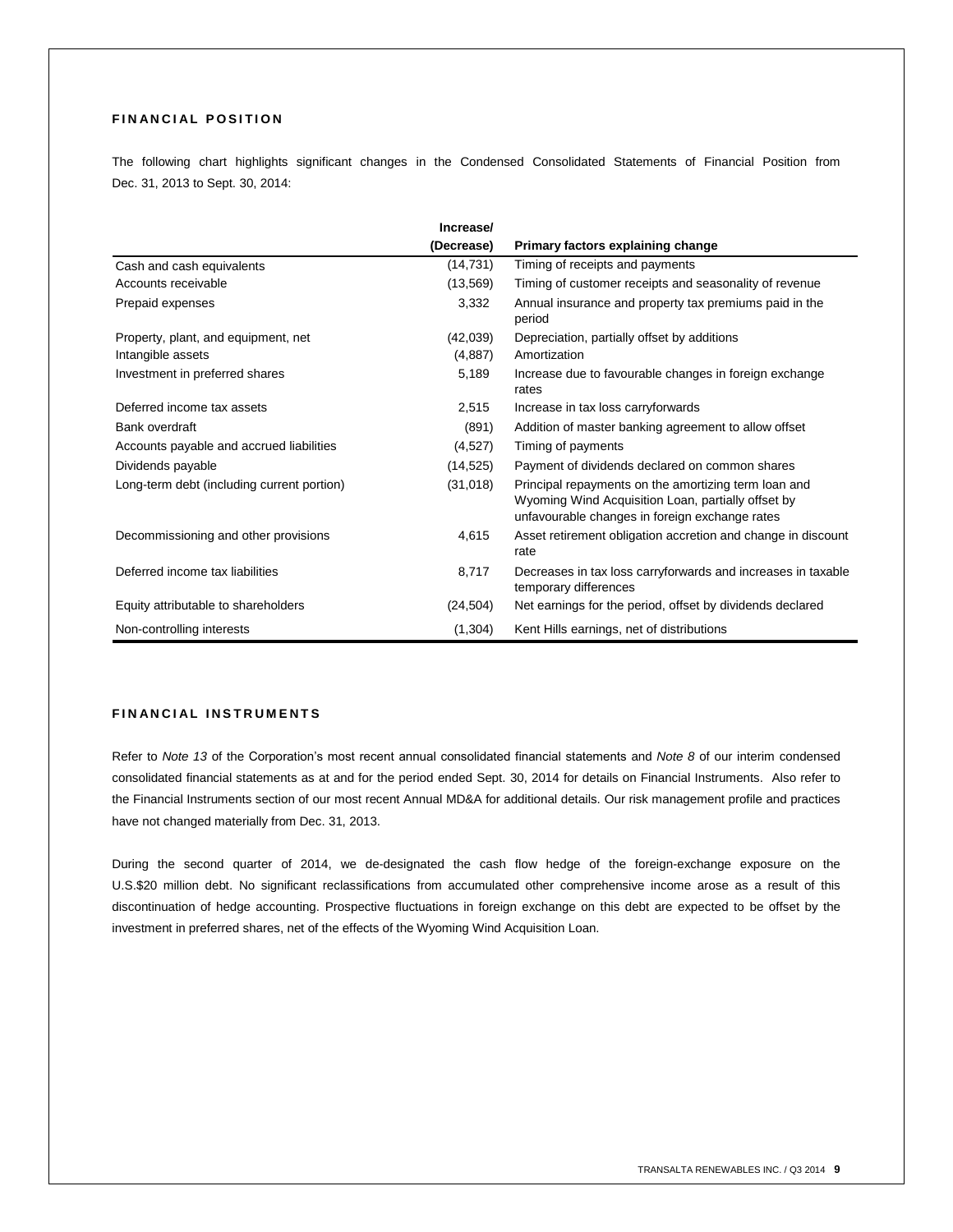## FINANCIAL POSITION

The following chart highlights significant changes in the Condensed Consolidated Statements of Financial Position from Dec. 31, 2013 to Sept. 30, 2014:

| | Increase/ (Decrease) | Primary factors explaining change |
|---|---|---|
| Cash and cash equivalents | (14,731) | Timing of receipts and payments |
| Accounts receivable | (13,569) | Timing of customer receipts and seasonality of revenue |
| Prepaid expenses | 3,332 | Annual insurance and property tax premiums paid in the period |
| Property, plant, and equipment, net | (42,039) | Depreciation, partially offset by additions |
| Intangible assets | (4,887) | Amortization |
| Investment in preferred shares | 5,189 | Increase due to favourable changes in foreign exchange rates |
| Deferred income tax assets | 2,515 | Increase in tax loss carryforwards |
| Bank overdraft | (891) | Addition of master banking agreement to allow offset |
| Accounts payable and accrued liabilities | (4,527) | Timing of payments |
| Dividends payable | (14,525) | Payment of dividends declared on common shares |
| Long-term debt (including current portion) | (31,018) | Principal repayments on the amortizing term loan and Wyoming Wind Acquisition Loan, partially offset by unfavourable changes in foreign exchange rates |
| Decommissioning and other provisions | 4,615 | Asset retirement obligation accretion and change in discount rate |
| Deferred income tax liabilities | 8,717 | Decreases in tax loss carryforwards and increases in taxable temporary differences |
| Equity attributable to shareholders | (24,504) | Net earnings for the period, offset by dividends declared |
| Non-controlling interests | (1,304) | Kent Hills earnings, net of distributions |

## FINANCIAL INSTRUMENTS

Refer to *Note 13* of the Corporation's most recent annual consolidated financial statements and *Note 8* of our interim condensed consolidated financial statements as at and for the period ended Sept. 30, 2014 for details on Financial Instruments. Also refer to the Financial Instruments section of our most recent Annual MD&A for additional details. Our risk management profile and practices have not changed materially from Dec. 31, 2013.

During the second quarter of 2014, we de-designated the cash flow hedge of the foreign-exchange exposure on the U.S.$20 million debt. No significant reclassifications from accumulated other comprehensive income arose as a result of this discontinuation of hedge accounting. Prospective fluctuations in foreign exchange on this debt are expected to be offset by the investment in preferred shares, net of the effects of the Wyoming Wind Acquisition Loan.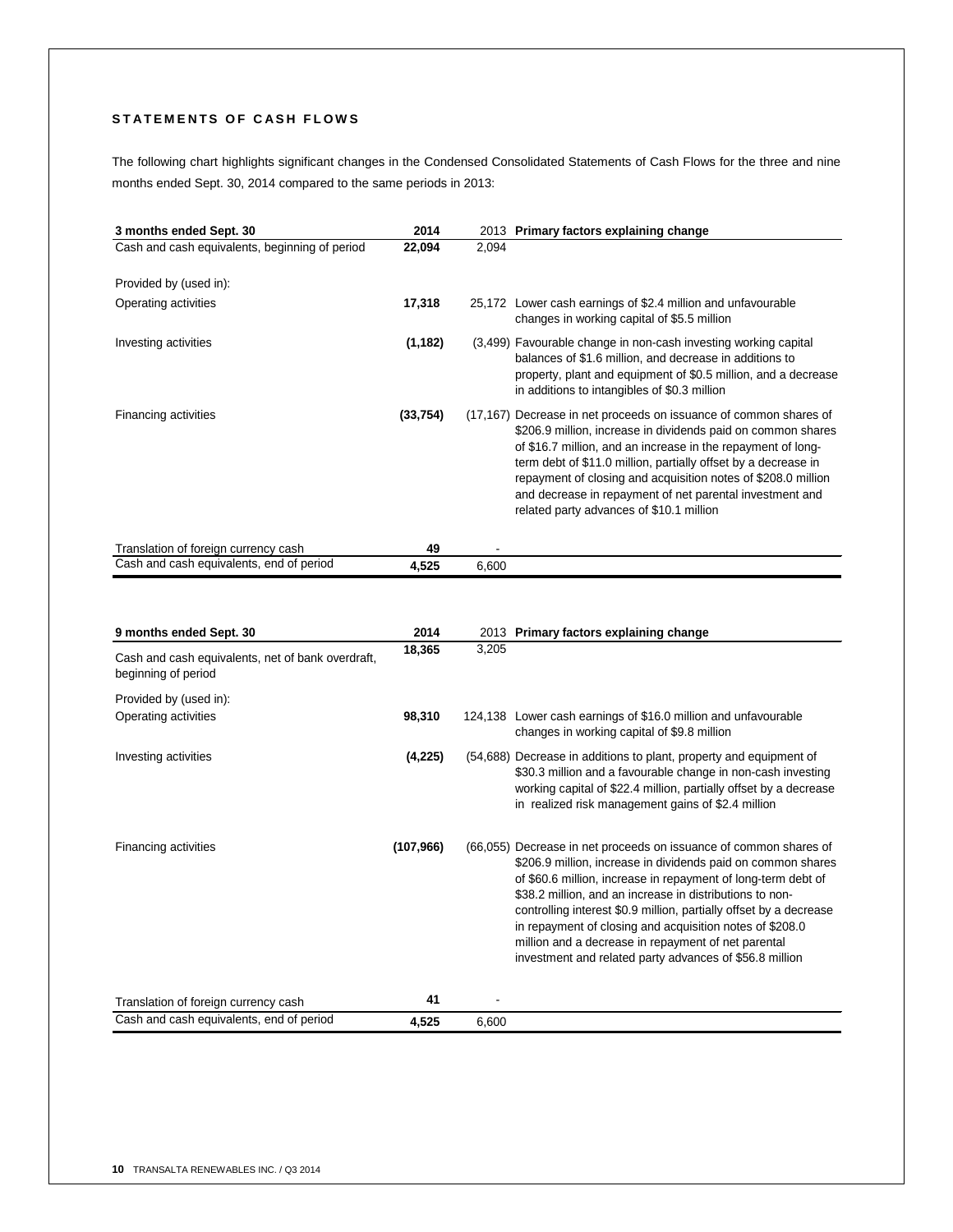## STATEMENTS OF CASH FLOWS

The following chart highlights significant changes in the Condensed Consolidated Statements of Cash Flows for the three and nine months ended Sept. 30, 2014 compared to the same periods in 2013:

| 3 months ended Sept. 30 | 2014 | 2013 | Primary factors explaining change |
|---|---|---|---|
| Cash and cash equivalents, beginning of period | **22,094** | 2,094 | |
| Provided by (used in): | | | |
| Operating activities | **17,318** | 25,172 | Lower cash earnings of $2.4 million and unfavourable changes in working capital of $5.5 million |
| Investing activities | **(1,182)** | (3,499) | Favourable change in non-cash investing working capital balances of $1.6 million, and decrease in additions to property, plant and equipment of $0.5 million, and a decrease in additions to intangibles of $0.3 million |
| Financing activities | **(33,754)** | (17,167) | Decrease in net proceeds on issuance of common shares of $206.9 million, increase in dividends paid on common shares of $16.7 million, and an increase in the repayment of long-term debt of $11.0 million, partially offset by a decrease in repayment of closing and acquisition notes of $208.0 million and decrease in repayment of net parental investment and related party advances of $10.1 million |
| Translation of foreign currency cash | **49** | - | |
| Cash and cash equivalents, end of period | **4,525** | 6,600 | |

| 9 months ended Sept. 30 | 2014 | 2013 | Primary factors explaining change |
|---|---|---|---|
| Cash and cash equivalents, net of bank overdraft, beginning of period | **18,365** | 3,205 | |
| Provided by (used in): | | | |
| Operating activities | **98,310** | 124,138 | Lower cash earnings of $16.0 million and unfavourable changes in working capital of $9.8 million |
| Investing activities | **(4,225)** | (54,688) | Decrease in additions to plant, property and equipment of $30.3 million and a favourable change in non-cash investing working capital of $22.4 million, partially offset by a decrease in realized risk management gains of $2.4 million |
| Financing activities | **(107,966)** | (66,055) | Decrease in net proceeds on issuance of common shares of $206.9 million, increase in dividends paid on common shares of $60.6 million, increase in repayment of long-term debt of $38.2 million, and an increase in distributions to non-controlling interest $0.9 million, partially offset by a decrease in repayment of closing and acquisition notes of $208.0 million and a decrease in repayment of net parental investment and related party advances of $56.8 million |
| Translation of foreign currency cash | **41** | - | |
| Cash and cash equivalents, end of period | **4,525** | 6,600 | |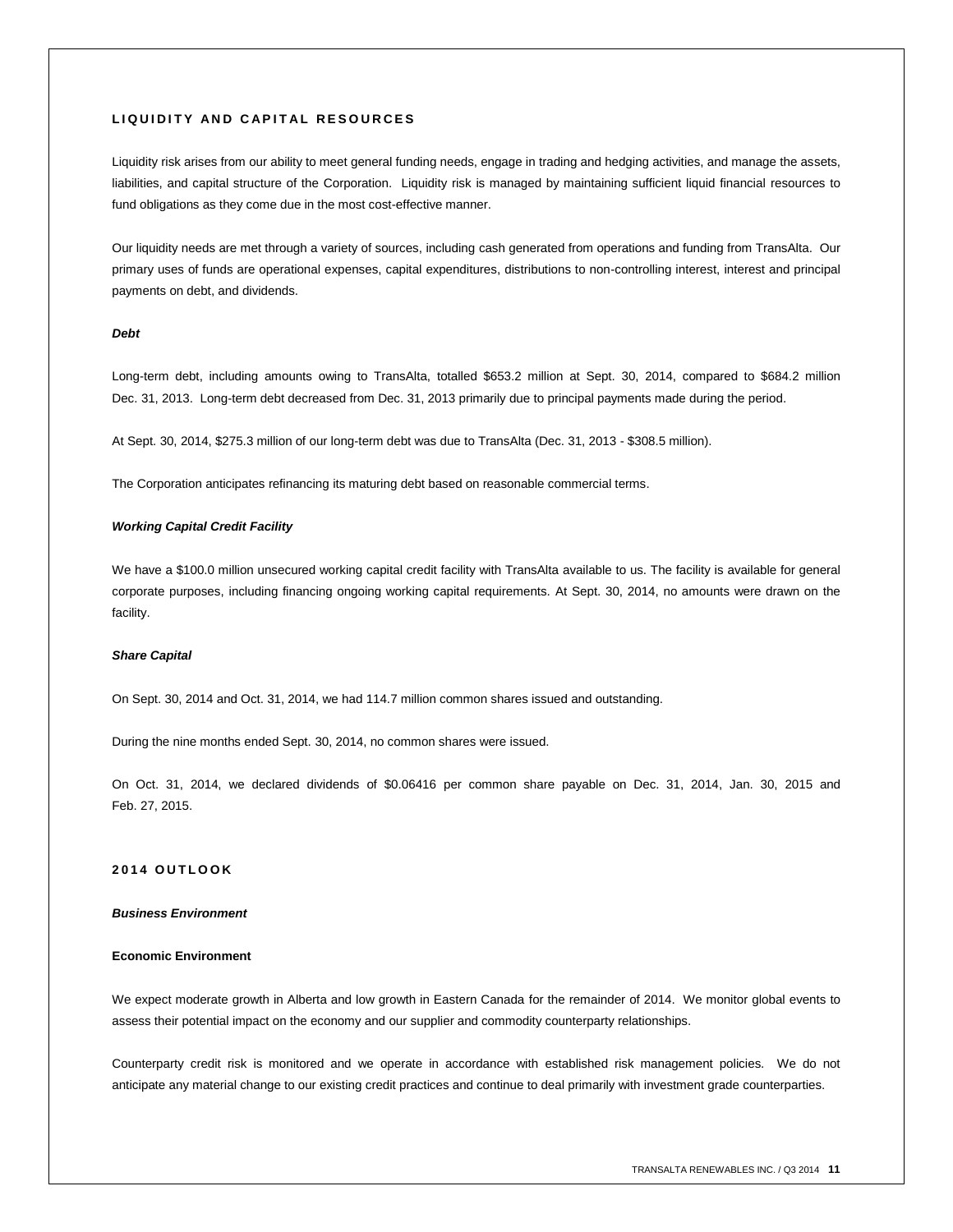## LIQUIDITY AND CAPITAL RESOURCES

Liquidity risk arises from our ability to meet general funding needs, engage in trading and hedging activities, and manage the assets, liabilities, and capital structure of the Corporation. Liquidity risk is managed by maintaining sufficient liquid financial resources to fund obligations as they come due in the most cost-effective manner.

Our liquidity needs are met through a variety of sources, including cash generated from operations and funding from TransAlta. Our primary uses of funds are operational expenses, capital expenditures, distributions to non-controlling interest, interest and principal payments on debt, and dividends.

### *Debt*

Long-term debt, including amounts owing to TransAlta, totalled $653.2 million at Sept. 30, 2014, compared to $684.2 million Dec. 31, 2013. Long-term debt decreased from Dec. 31, 2013 primarily due to principal payments made during the period.

At Sept. 30, 2014, $275.3 million of our long-term debt was due to TransAlta (Dec. 31, 2013 - $308.5 million).

The Corporation anticipates refinancing its maturing debt based on reasonable commercial terms.

### *Working Capital Credit Facility*

We have a $100.0 million unsecured working capital credit facility with TransAlta available to us. The facility is available for general corporate purposes, including financing ongoing working capital requirements. At Sept. 30, 2014, no amounts were drawn on the facility.

### *Share Capital*

On Sept. 30, 2014 and Oct. 31, 2014, we had 114.7 million common shares issued and outstanding.

During the nine months ended Sept. 30, 2014, no common shares were issued.

On Oct. 31, 2014, we declared dividends of $0.06416 per common share payable on Dec. 31, 2014, Jan. 30, 2015 and Feb. 27, 2015.

## 2014 OUTLOOK

### *Business Environment*

#### Economic Environment

We expect moderate growth in Alberta and low growth in Eastern Canada for the remainder of 2014. We monitor global events to assess their potential impact on the economy and our supplier and commodity counterparty relationships.

Counterparty credit risk is monitored and we operate in accordance with established risk management policies. We do not anticipate any material change to our existing credit practices and continue to deal primarily with investment grade counterparties.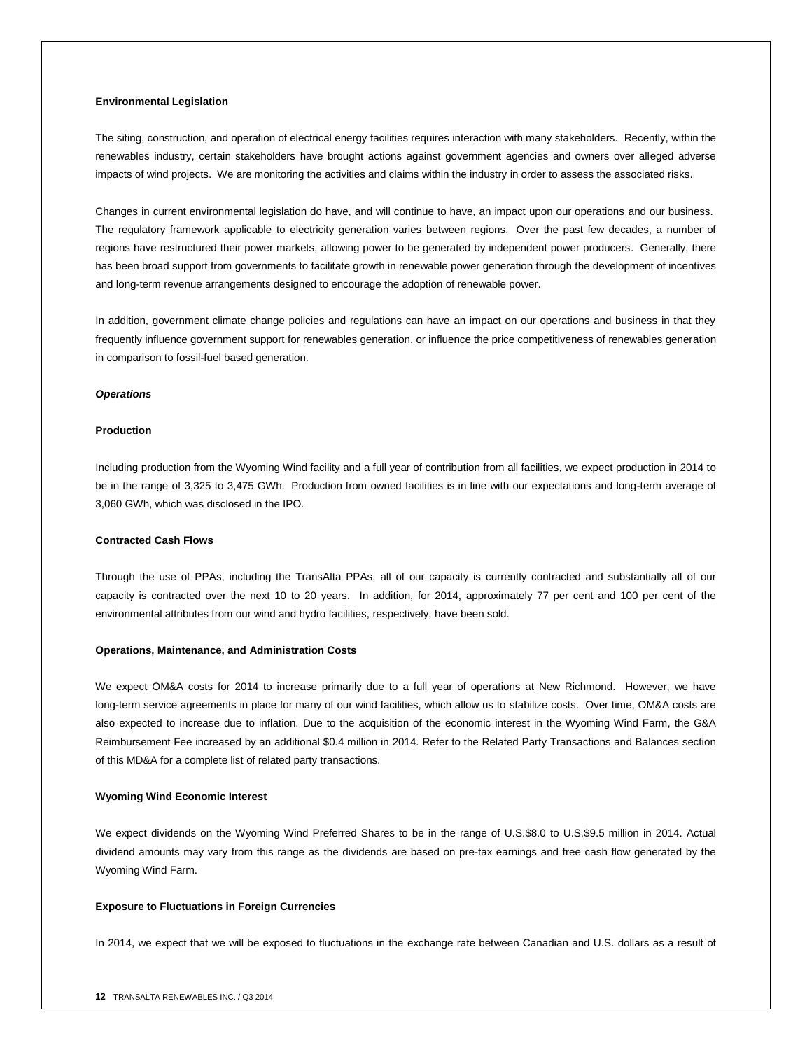**Environmental Legislation**

The siting, construction, and operation of electrical energy facilities requires interaction with many stakeholders. Recently, within the renewables industry, certain stakeholders have brought actions against government agencies and owners over alleged adverse impacts of wind projects. We are monitoring the activities and claims within the industry in order to assess the associated risks.

Changes in current environmental legislation do have, and will continue to have, an impact upon our operations and our business. The regulatory framework applicable to electricity generation varies between regions. Over the past few decades, a number of regions have restructured their power markets, allowing power to be generated by independent power producers. Generally, there has been broad support from governments to facilitate growth in renewable power generation through the development of incentives and long-term revenue arrangements designed to encourage the adoption of renewable power.

In addition, government climate change policies and regulations can have an impact on our operations and business in that they frequently influence government support for renewables generation, or influence the price competitiveness of renewables generation in comparison to fossil-fuel based generation.

***Operations***

**Production**

Including production from the Wyoming Wind facility and a full year of contribution from all facilities, we expect production in 2014 to be in the range of 3,325 to 3,475 GWh. Production from owned facilities is in line with our expectations and long-term average of 3,060 GWh, which was disclosed in the IPO.

**Contracted Cash Flows**

Through the use of PPAs, including the TransAlta PPAs, all of our capacity is currently contracted and substantially all of our capacity is contracted over the next 10 to 20 years. In addition, for 2014, approximately 77 per cent and 100 per cent of the environmental attributes from our wind and hydro facilities, respectively, have been sold.

**Operations, Maintenance, and Administration Costs**

We expect OM&A costs for 2014 to increase primarily due to a full year of operations at New Richmond. However, we have long-term service agreements in place for many of our wind facilities, which allow us to stabilize costs. Over time, OM&A costs are also expected to increase due to inflation. Due to the acquisition of the economic interest in the Wyoming Wind Farm, the G&A Reimbursement Fee increased by an additional $0.4 million in 2014. Refer to the Related Party Transactions and Balances section of this MD&A for a complete list of related party transactions.

**Wyoming Wind Economic Interest**

We expect dividends on the Wyoming Wind Preferred Shares to be in the range of U.S.$8.0 to U.S.$9.5 million in 2014. Actual dividend amounts may vary from this range as the dividends are based on pre-tax earnings and free cash flow generated by the Wyoming Wind Farm.

**Exposure to Fluctuations in Foreign Currencies**

In 2014, we expect that we will be exposed to fluctuations in the exchange rate between Canadian and U.S. dollars as a result of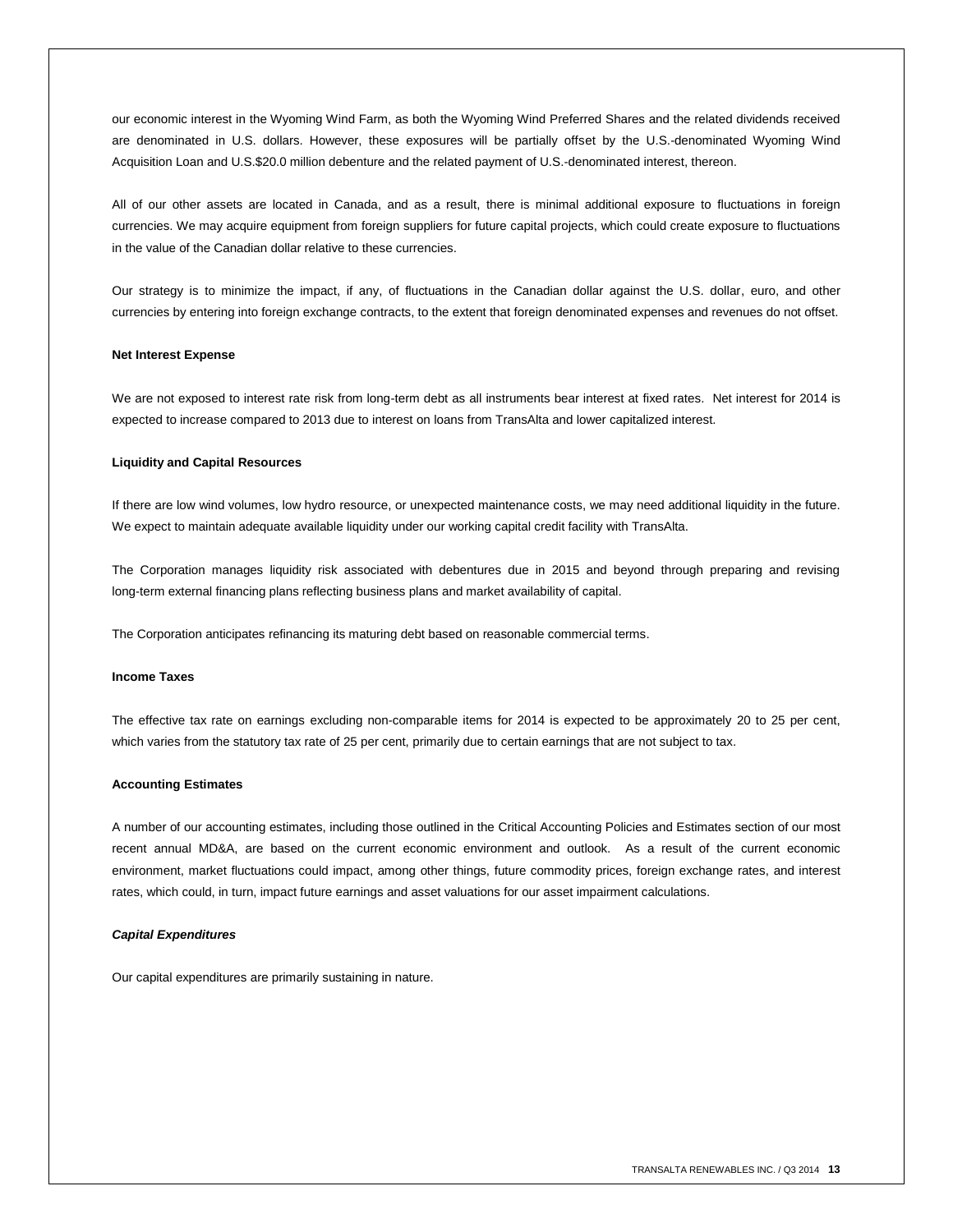our economic interest in the Wyoming Wind Farm, as both the Wyoming Wind Preferred Shares and the related dividends received are denominated in U.S. dollars. However, these exposures will be partially offset by the U.S.-denominated Wyoming Wind Acquisition Loan and U.S.$20.0 million debenture and the related payment of U.S.-denominated interest, thereon.

All of our other assets are located in Canada, and as a result, there is minimal additional exposure to fluctuations in foreign currencies. We may acquire equipment from foreign suppliers for future capital projects, which could create exposure to fluctuations in the value of the Canadian dollar relative to these currencies.

Our strategy is to minimize the impact, if any, of fluctuations in the Canadian dollar against the U.S. dollar, euro, and other currencies by entering into foreign exchange contracts, to the extent that foreign denominated expenses and revenues do not offset.

**Net Interest Expense**

We are not exposed to interest rate risk from long-term debt as all instruments bear interest at fixed rates. Net interest for 2014 is expected to increase compared to 2013 due to interest on loans from TransAlta and lower capitalized interest.

**Liquidity and Capital Resources**

If there are low wind volumes, low hydro resource, or unexpected maintenance costs, we may need additional liquidity in the future. We expect to maintain adequate available liquidity under our working capital credit facility with TransAlta.

The Corporation manages liquidity risk associated with debentures due in 2015 and beyond through preparing and revising long-term external financing plans reflecting business plans and market availability of capital.

The Corporation anticipates refinancing its maturing debt based on reasonable commercial terms.

**Income Taxes**

The effective tax rate on earnings excluding non-comparable items for 2014 is expected to be approximately 20 to 25 per cent, which varies from the statutory tax rate of 25 per cent, primarily due to certain earnings that are not subject to tax.

**Accounting Estimates**

A number of our accounting estimates, including those outlined in the Critical Accounting Policies and Estimates section of our most recent annual MD&A, are based on the current economic environment and outlook. As a result of the current economic environment, market fluctuations could impact, among other things, future commodity prices, foreign exchange rates, and interest rates, which could, in turn, impact future earnings and asset valuations for our asset impairment calculations.

***Capital Expenditures***

Our capital expenditures are primarily sustaining in nature.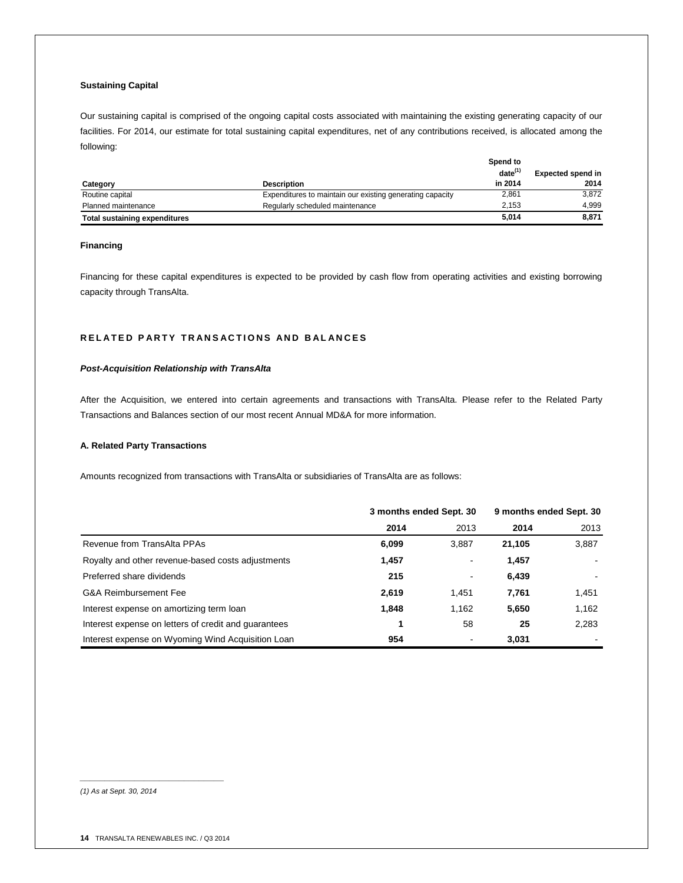### Sustaining Capital

Our sustaining capital is comprised of the ongoing capital costs associated with maintaining the existing generating capacity of our facilities. For 2014, our estimate for total sustaining capital expenditures, net of any contributions received, is allocated among the following:

| Category | Description | Spend to date[1] in 2014 | Expected spend in 2014 |
|---|---|---|---|
| Routine capital | Expenditures to maintain our existing generating capacity | 2,861 | 3,872 |
| Planned maintenance | Regularly scheduled maintenance | 2,153 | 4,999 |
| **Total sustaining expenditures** | | **5,014** | **8,871** |

### Financing

Financing for these capital expenditures is expected to be provided by cash flow from operating activities and existing borrowing capacity through TransAlta.

## RELATED PARTY TRANSACTIONS AND BALANCES

### *Post-Acquisition Relationship with TransAlta*

After the Acquisition, we entered into certain agreements and transactions with TransAlta. Please refer to the Related Party Transactions and Balances section of our most recent Annual MD&A for more information.

### A. Related Party Transactions

Amounts recognized from transactions with TransAlta or subsidiaries of TransAlta are as follows:

| | 3 months ended Sept. 30 | | 9 months ended Sept. 30 | |
|---|---|---|---|---|
| | **2014** | 2013 | **2014** | 2013 |
| Revenue from TransAlta PPAs | **6,099** | 3,887 | **21,105** | 3,887 |
| Royalty and other revenue-based costs adjustments | **1,457** | - | **1,457** | - |
| Preferred share dividends | **215** | - | **6,439** | - |
| G&A Reimbursement Fee | **2,619** | 1,451 | **7,761** | 1,451 |
| Interest expense on amortizing term loan | **1,848** | 1,162 | **5,650** | 1,162 |
| Interest expense on letters of credit and guarantees | **1** | 58 | **25** | 2,283 |
| Interest expense on Wyoming Wind Acquisition Loan | **954** | - | **3,031** | - |

*(1) As at Sept. 30, 2014*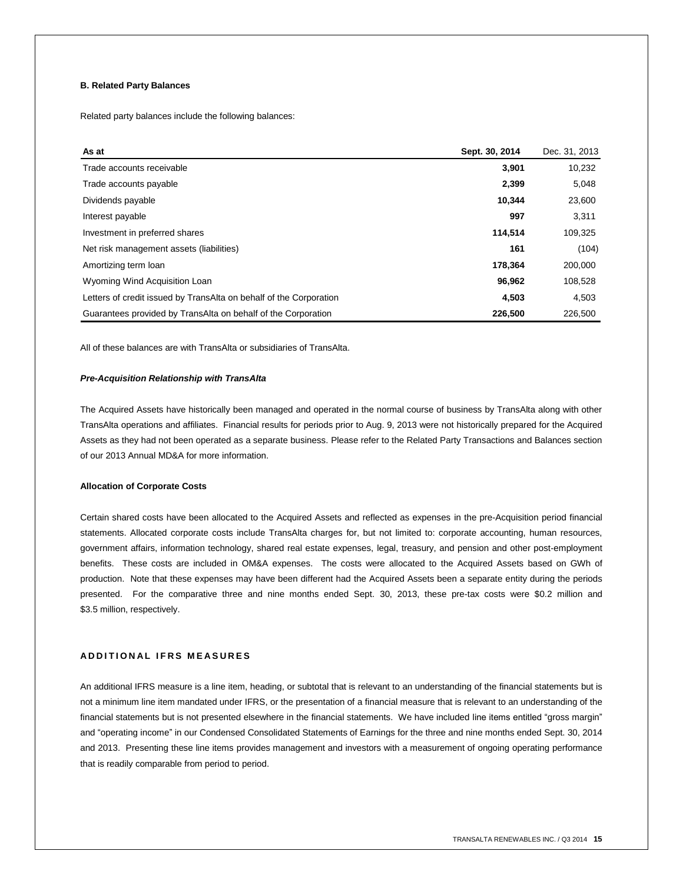## B. Related Party Balances

Related party balances include the following balances:

| As at | Sept. 30, 2014 | Dec. 31, 2013 |
|---|---|---|
| Trade accounts receivable | **3,901** | 10,232 |
| Trade accounts payable | **2,399** | 5,048 |
| Dividends payable | **10,344** | 23,600 |
| Interest payable | **997** | 3,311 |
| Investment in preferred shares | **114,514** | 109,325 |
| Net risk management assets (liabilities) | **161** | (104) |
| Amortizing term loan | **178,364** | 200,000 |
| Wyoming Wind Acquisition Loan | **96,962** | 108,528 |
| Letters of credit issued by TransAlta on behalf of the Corporation | **4,503** | 4,503 |
| Guarantees provided by TransAlta on behalf of the Corporation | **226,500** | 226,500 |

All of these balances are with TransAlta or subsidiaries of TransAlta.

***Pre-Acquisition Relationship with TransAlta***

The Acquired Assets have historically been managed and operated in the normal course of business by TransAlta along with other TransAlta operations and affiliates. Financial results for periods prior to Aug. 9, 2013 were not historically prepared for the Acquired Assets as they had not been operated as a separate business. Please refer to the Related Party Transactions and Balances section of our 2013 Annual MD&A for more information.

**Allocation of Corporate Costs**

Certain shared costs have been allocated to the Acquired Assets and reflected as expenses in the pre-Acquisition period financial statements. Allocated corporate costs include TransAlta charges for, but not limited to: corporate accounting, human resources, government affairs, information technology, shared real estate expenses, legal, treasury, and pension and other post-employment benefits. These costs are included in OM&A expenses. The costs were allocated to the Acquired Assets based on GWh of production. Note that these expenses may have been different had the Acquired Assets been a separate entity during the periods presented. For the comparative three and nine months ended Sept. 30, 2013, these pre-tax costs were \$0.2 million and \$3.5 million, respectively.

# ADDITIONAL IFRS MEASURES

An additional IFRS measure is a line item, heading, or subtotal that is relevant to an understanding of the financial statements but is not a minimum line item mandated under IFRS, or the presentation of a financial measure that is relevant to an understanding of the financial statements but is not presented elsewhere in the financial statements. We have included line items entitled "gross margin" and "operating income" in our Condensed Consolidated Statements of Earnings for the three and nine months ended Sept. 30, 2014 and 2013. Presenting these line items provides management and investors with a measurement of ongoing operating performance that is readily comparable from period to period.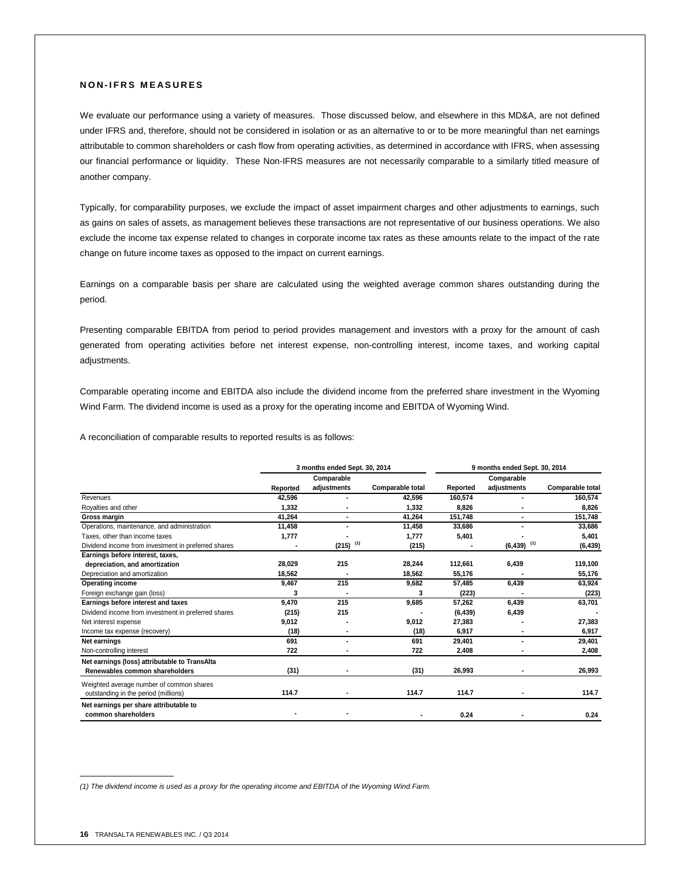## NON-IFRS MEASURES

We evaluate our performance using a variety of measures. Those discussed below, and elsewhere in this MD&A, are not defined under IFRS and, therefore, should not be considered in isolation or as an alternative to or to be more meaningful than net earnings attributable to common shareholders or cash flow from operating activities, as determined in accordance with IFRS, when assessing our financial performance or liquidity. These Non-IFRS measures are not necessarily comparable to a similarly titled measure of another company.

Typically, for comparability purposes, we exclude the impact of asset impairment charges and other adjustments to earnings, such as gains on sales of assets, as management believes these transactions are not representative of our business operations. We also exclude the income tax expense related to changes in corporate income tax rates as these amounts relate to the impact of the rate change on future income taxes as opposed to the impact on current earnings.

Earnings on a comparable basis per share are calculated using the weighted average common shares outstanding during the period.

Presenting comparable EBITDA from period to period provides management and investors with a proxy for the amount of cash generated from operating activities before net interest expense, non-controlling interest, income taxes, and working capital adjustments.

Comparable operating income and EBITDA also include the dividend income from the preferred share investment in the Wyoming Wind Farm. The dividend income is used as a proxy for the operating income and EBITDA of Wyoming Wind.

A reconciliation of comparable results to reported results is as follows:

| | 3 months ended Sept. 30, 2014 | | | 9 months ended Sept. 30, 2014 | | |
|---|---|---|---|---|---|---|
| | Reported | Comparable adjustments | Comparable total | Reported | Comparable adjustments | Comparable total |
| Revenues | 42,596 | - | 42,596 | 160,574 | - | 160,574 |
| Royalties and other | 1,332 | - | 1,332 | 8,826 | - | 8,826 |
| **Gross margin** | 41,264 | - | 41,264 | 151,748 | - | 151,748 |
| Operations, maintenance, and administration | 11,458 | - | 11,458 | 33,686 | - | 33,686 |
| Taxes, other than income taxes | 1,777 | - | 1,777 | 5,401 | - | 5,401 |
| Dividend income from investment in preferred shares | - | (215) [1] | (215) | - | (6,439) [1] | (6,439) |
| **Earnings before interest, taxes, depreciation, and amortization** | 28,029 | 215 | 28,244 | 112,661 | 6,439 | 119,100 |
| Depreciation and amortization | 18,562 | - | 18,562 | 55,176 | - | 55,176 |
| **Operating income** | 9,467 | 215 | 9,682 | 57,485 | 6,439 | 63,924 |
| Foreign exchange gain (loss) | 3 | - | 3 | (223) | - | (223) |
| **Earnings before interest and taxes** | 9,470 | 215 | 9,685 | 57,262 | 6,439 | 63,701 |
| Dividend income from investment in preferred shares | (215) | 215 | - | (6,439) | 6,439 | - |
| Net interest expense | 9,012 | - | 9,012 | 27,383 | - | 27,383 |
| Income tax expense (recovery) | (18) | - | (18) | 6,917 | - | 6,917 |
| **Net earnings** | 691 | - | 691 | 29,401 | - | 29,401 |
| Non-controlling interest | 722 | - | 722 | 2,408 | - | 2,408 |
| **Net earnings (loss) attributable to TransAlta Renewables common shareholders** | (31) | - | (31) | 26,993 | - | 26,993 |
| Weighted average number of common shares outstanding in the period (millions) | 114.7 | - | 114.7 | 114.7 | - | 114.7 |
| **Net earnings per share attributable to common shareholders** | - | - | - | 0.24 | - | 0.24 |

*(1) The dividend income is used as a proxy for the operating income and EBITDA of the Wyoming Wind Farm.*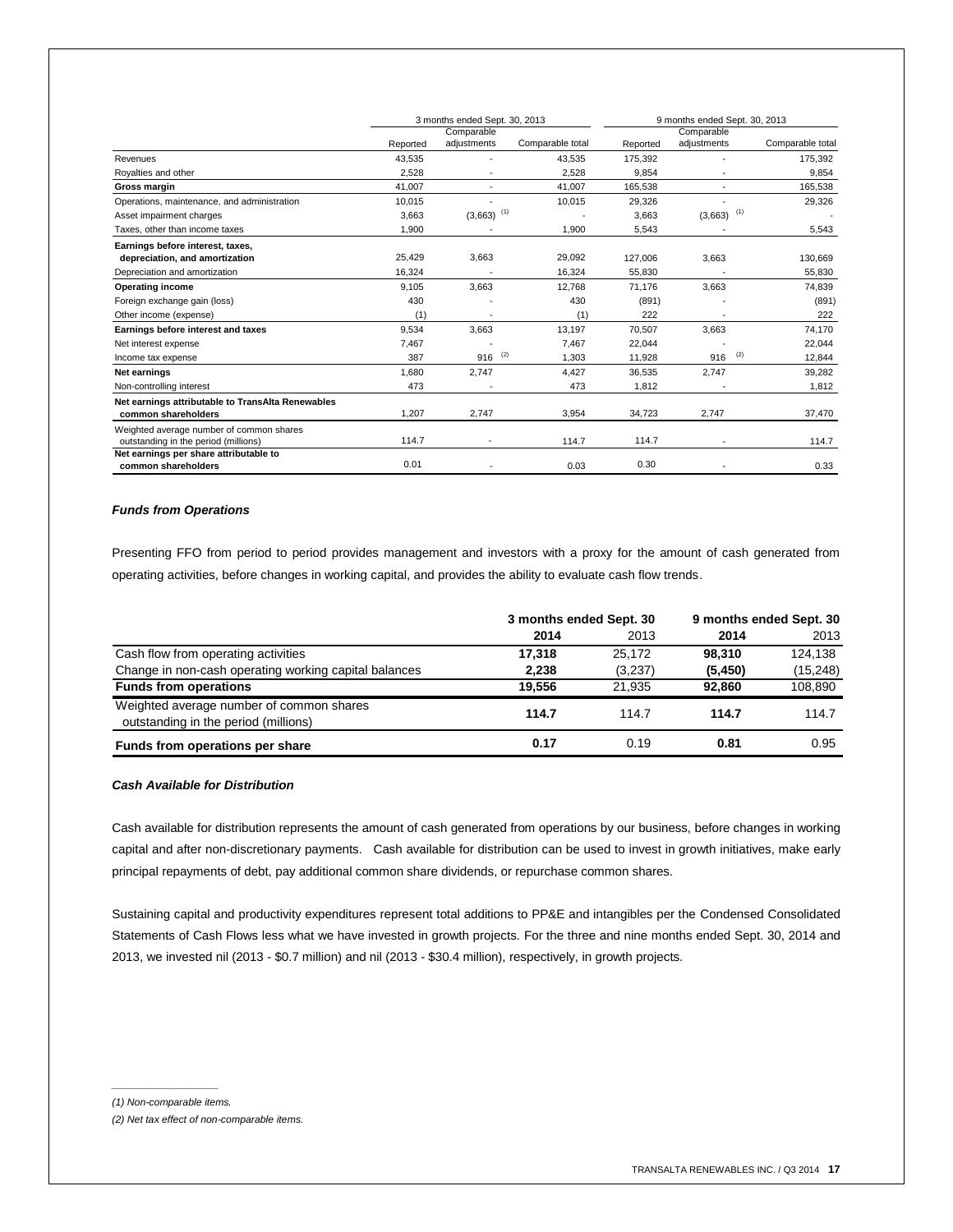| | 3 months ended Sept. 30, 2013 | | | 9 months ended Sept. 30, 2013 | | |
|---|---|---|---|---|---|---|
| | Reported | Comparable adjustments | Comparable total | Reported | Comparable adjustments | Comparable total |
| Revenues | 43,535 | - | 43,535 | 175,392 | - | 175,392 |
| Royalties and other | 2,528 | - | 2,528 | 9,854 | - | 9,854 |
| **Gross margin** | 41,007 | - | 41,007 | 165,538 | - | 165,538 |
| Operations, maintenance, and administration | 10,015 | - | 10,015 | 29,326 | - | 29,326 |
| Asset impairment charges | 3,663 | (3,663) [1] | - | 3,663 | (3,663) [1] | - |
| Taxes, other than income taxes | 1,900 | - | 1,900 | 5,543 | - | 5,543 |
| **Earnings before interest, taxes, depreciation, and amortization** | 25,429 | 3,663 | 29,092 | 127,006 | 3,663 | 130,669 |
| Depreciation and amortization | 16,324 | - | 16,324 | 55,830 | - | 55,830 |
| **Operating income** | 9,105 | 3,663 | 12,768 | 71,176 | 3,663 | 74,839 |
| Foreign exchange gain (loss) | 430 | - | 430 | (891) | - | (891) |
| Other income (expense) | (1) | - | (1) | 222 | - | 222 |
| **Earnings before interest and taxes** | 9,534 | 3,663 | 13,197 | 70,507 | 3,663 | 74,170 |
| Net interest expense | 7,467 | - | 7,467 | 22,044 | - | 22,044 |
| Income tax expense | 387 | 916 [2] | 1,303 | 11,928 | 916 [2] | 12,844 |
| **Net earnings** | 1,680 | 2,747 | 4,427 | 36,535 | 2,747 | 39,282 |
| Non-controlling interest | 473 | - | 473 | 1,812 | - | 1,812 |
| **Net earnings attributable to TransAlta Renewables common shareholders** | 1,207 | 2,747 | 3,954 | 34,723 | 2,747 | 37,470 |
| Weighted average number of common shares outstanding in the period (millions) | 114.7 | - | 114.7 | 114.7 | - | 114.7 |
| **Net earnings per share attributable to common shareholders** | 0.01 | - | 0.03 | 0.30 | - | 0.33 |

***Funds from Operations***

Presenting FFO from period to period provides management and investors with a proxy for the amount of cash generated from operating activities, before changes in working capital, and provides the ability to evaluate cash flow trends.

| | 3 months ended Sept. 30 | | 9 months ended Sept. 30 | |
|---|---|---|---|---|
| | **2014** | 2013 | **2014** | 2013 |
| Cash flow from operating activities | **17,318** | 25,172 | **98,310** | 124,138 |
| Change in non-cash operating working capital balances | **2,238** | (3,237) | **(5,450)** | (15,248) |
| **Funds from operations** | **19,556** | 21,935 | **92,860** | 108,890 |
| Weighted average number of common shares outstanding in the period (millions) | **114.7** | 114.7 | **114.7** | 114.7 |
| **Funds from operations per share** | **0.17** | 0.19 | **0.81** | 0.95 |

***Cash Available for Distribution***

Cash available for distribution represents the amount of cash generated from operations by our business, before changes in working capital and after non-discretionary payments. Cash available for distribution can be used to invest in growth initiatives, make early principal repayments of debt, pay additional common share dividends, or repurchase common shares.

Sustaining capital and productivity expenditures represent total additions to PP&E and intangibles per the Condensed Consolidated Statements of Cash Flows less what we have invested in growth projects. For the three and nine months ended Sept. 30, 2014 and 2013, we invested nil (2013 - $0.7 million) and nil (2013 - $30.4 million), respectively, in growth projects.

---

*(1) Non-comparable items.*

*(2) Net tax effect of non-comparable items.*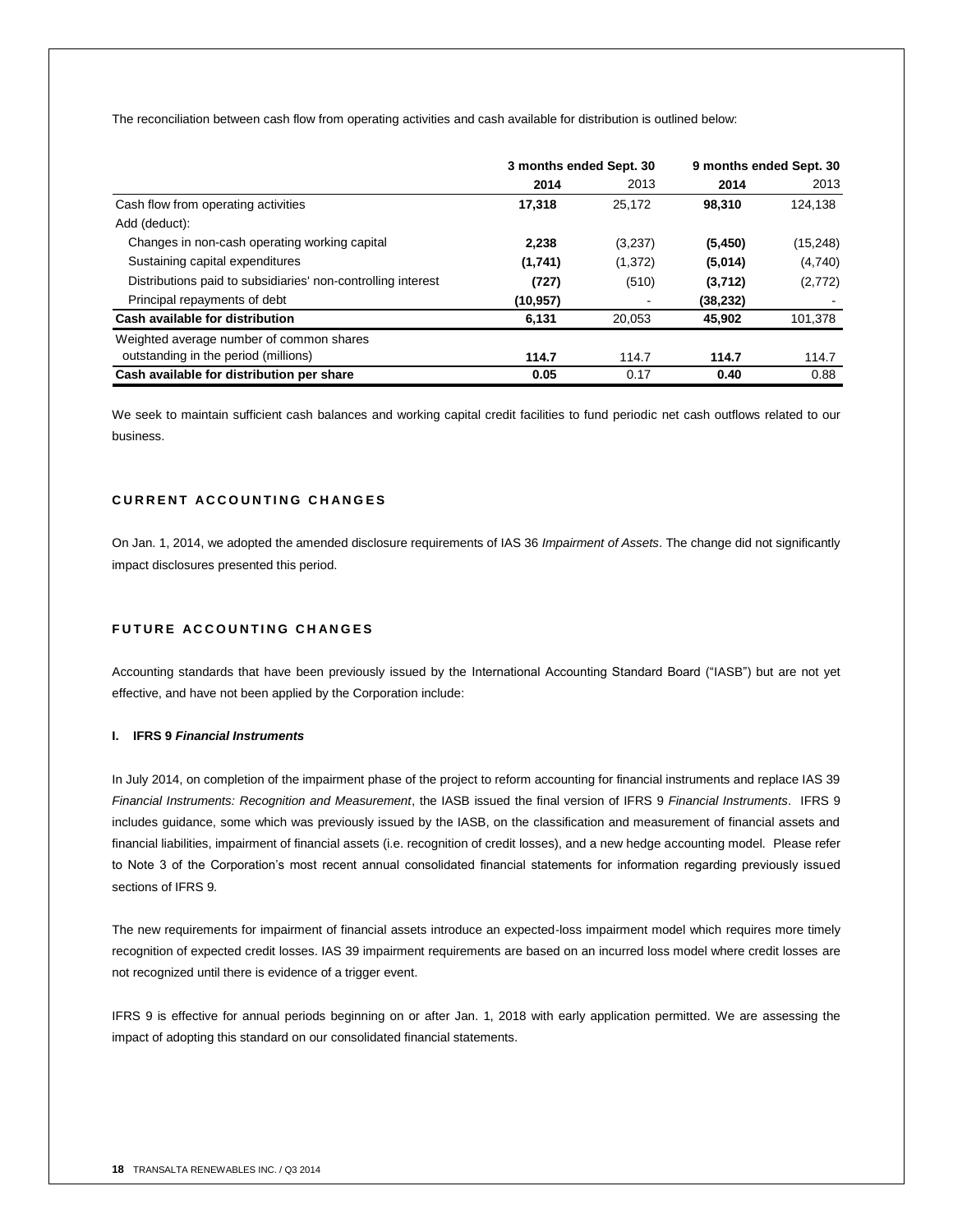The reconciliation between cash flow from operating activities and cash available for distribution is outlined below:

| | 3 months ended Sept. 30 | | 9 months ended Sept. 30 | |
|---|---|---|---|---|
| | **2014** | 2013 | **2014** | 2013 |
| Cash flow from operating activities | **17,318** | 25,172 | **98,310** | 124,138 |
| Add (deduct): | | | | |
| Changes in non-cash operating working capital | **2,238** | (3,237) | **(5,450)** | (15,248) |
| Sustaining capital expenditures | **(1,741)** | (1,372) | **(5,014)** | (4,740) |
| Distributions paid to subsidiaries' non-controlling interest | **(727)** | (510) | **(3,712)** | (2,772) |
| Principal repayments of debt | **(10,957)** | - | **(38,232)** | - |
| **Cash available for distribution** | **6,131** | 20,053 | **45,902** | 101,378 |
| Weighted average number of common shares outstanding in the period (millions) | **114.7** | 114.7 | **114.7** | 114.7 |
| **Cash available for distribution per share** | **0.05** | 0.17 | **0.40** | 0.88 |

We seek to maintain sufficient cash balances and working capital credit facilities to fund periodic net cash outflows related to our business.

## CURRENT ACCOUNTING CHANGES

On Jan. 1, 2014, we adopted the amended disclosure requirements of IAS 36 *Impairment of Assets*. The change did not significantly impact disclosures presented this period.

## FUTURE ACCOUNTING CHANGES

Accounting standards that have been previously issued by the International Accounting Standard Board ("IASB") but are not yet effective, and have not been applied by the Corporation include:

### I. IFRS 9 *Financial Instruments*

In July 2014, on completion of the impairment phase of the project to reform accounting for financial instruments and replace IAS 39 *Financial Instruments: Recognition and Measurement*, the IASB issued the final version of IFRS 9 *Financial Instruments*. IFRS 9 includes guidance, some which was previously issued by the IASB, on the classification and measurement of financial assets and financial liabilities, impairment of financial assets (i.e. recognition of credit losses), and a new hedge accounting model. Please refer to Note 3 of the Corporation's most recent annual consolidated financial statements for information regarding previously issued sections of IFRS 9.

The new requirements for impairment of financial assets introduce an expected-loss impairment model which requires more timely recognition of expected credit losses. IAS 39 impairment requirements are based on an incurred loss model where credit losses are not recognized until there is evidence of a trigger event.

IFRS 9 is effective for annual periods beginning on or after Jan. 1, 2018 with early application permitted. We are assessing the impact of adopting this standard on our consolidated financial statements.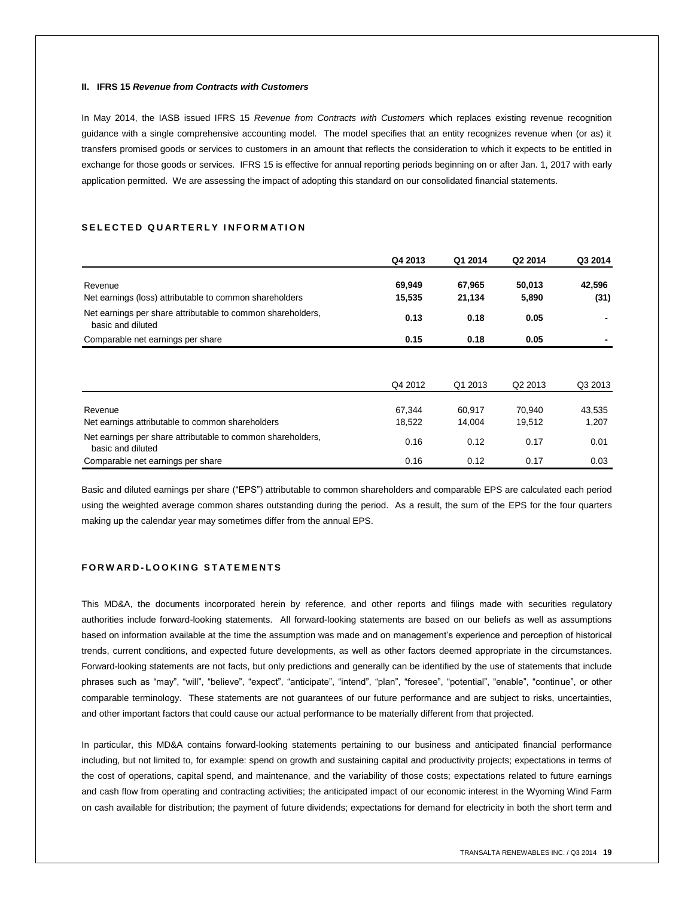### II. IFRS 15 *Revenue from Contracts with Customers*

In May 2014, the IASB issued IFRS 15 *Revenue from Contracts with Customers* which replaces existing revenue recognition guidance with a single comprehensive accounting model. The model specifies that an entity recognizes revenue when (or as) it transfers promised goods or services to customers in an amount that reflects the consideration to which it expects to be entitled in exchange for those goods or services. IFRS 15 is effective for annual reporting periods beginning on or after Jan. 1, 2017 with early application permitted. We are assessing the impact of adopting this standard on our consolidated financial statements.

## SELECTED QUARTERLY INFORMATION

| | **Q4 2013** | **Q1 2014** | **Q2 2014** | **Q3 2014** |
|---|---|---|---|---|
| Revenue | **69,949** | **67,965** | **50,013** | **42,596** |
| Net earnings (loss) attributable to common shareholders | **15,535** | **21,134** | **5,890** | **(31)** |
| Net earnings per share attributable to common shareholders, basic and diluted | **0.13** | **0.18** | **0.05** | **-** |
| Comparable net earnings per share | **0.15** | **0.18** | **0.05** | **-** |

| | Q4 2012 | Q1 2013 | Q2 2013 | Q3 2013 |
|---|---|---|---|---|
| Revenue | 67,344 | 60,917 | 70,940 | 43,535 |
| Net earnings attributable to common shareholders | 18,522 | 14,004 | 19,512 | 1,207 |
| Net earnings per share attributable to common shareholders, basic and diluted | 0.16 | 0.12 | 0.17 | 0.01 |
| Comparable net earnings per share | 0.16 | 0.12 | 0.17 | 0.03 |

Basic and diluted earnings per share ("EPS") attributable to common shareholders and comparable EPS are calculated each period using the weighted average common shares outstanding during the period. As a result, the sum of the EPS for the four quarters making up the calendar year may sometimes differ from the annual EPS.

## FORWARD-LOOKING STATEMENTS

This MD&A, the documents incorporated herein by reference, and other reports and filings made with securities regulatory authorities include forward-looking statements. All forward-looking statements are based on our beliefs as well as assumptions based on information available at the time the assumption was made and on management's experience and perception of historical trends, current conditions, and expected future developments, as well as other factors deemed appropriate in the circumstances. Forward-looking statements are not facts, but only predictions and generally can be identified by the use of statements that include phrases such as "may", "will", "believe", "expect", "anticipate", "intend", "plan", "foresee", "potential", "enable", "continue", or other comparable terminology. These statements are not guarantees of our future performance and are subject to risks, uncertainties, and other important factors that could cause our actual performance to be materially different from that projected.

In particular, this MD&A contains forward-looking statements pertaining to our business and anticipated financial performance including, but not limited to, for example: spend on growth and sustaining capital and productivity projects; expectations in terms of the cost of operations, capital spend, and maintenance, and the variability of those costs; expectations related to future earnings and cash flow from operating and contracting activities; the anticipated impact of our economic interest in the Wyoming Wind Farm on cash available for distribution; the payment of future dividends; expectations for demand for electricity in both the short term and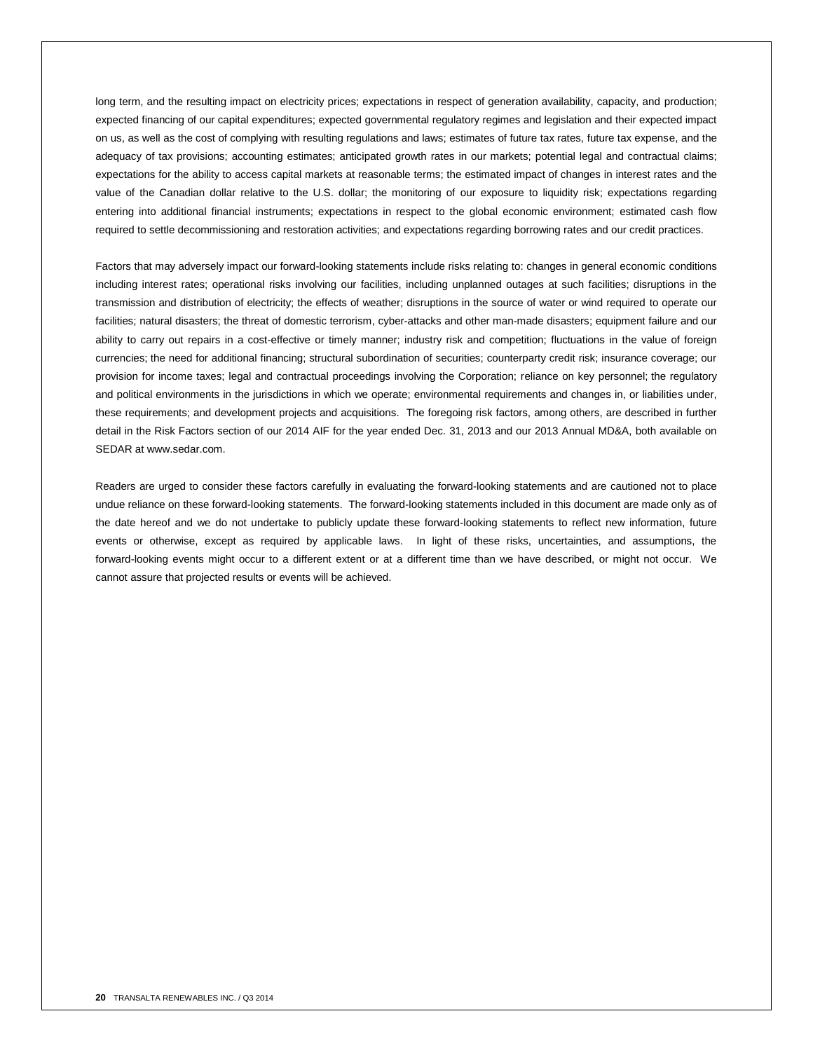long term, and the resulting impact on electricity prices; expectations in respect of generation availability, capacity, and production; expected financing of our capital expenditures; expected governmental regulatory regimes and legislation and their expected impact on us, as well as the cost of complying with resulting regulations and laws; estimates of future tax rates, future tax expense, and the adequacy of tax provisions; accounting estimates; anticipated growth rates in our markets; potential legal and contractual claims; expectations for the ability to access capital markets at reasonable terms; the estimated impact of changes in interest rates and the value of the Canadian dollar relative to the U.S. dollar; the monitoring of our exposure to liquidity risk; expectations regarding entering into additional financial instruments; expectations in respect to the global economic environment; estimated cash flow required to settle decommissioning and restoration activities; and expectations regarding borrowing rates and our credit practices.

Factors that may adversely impact our forward-looking statements include risks relating to: changes in general economic conditions including interest rates; operational risks involving our facilities, including unplanned outages at such facilities; disruptions in the transmission and distribution of electricity; the effects of weather; disruptions in the source of water or wind required to operate our facilities; natural disasters; the threat of domestic terrorism, cyber-attacks and other man-made disasters; equipment failure and our ability to carry out repairs in a cost-effective or timely manner; industry risk and competition; fluctuations in the value of foreign currencies; the need for additional financing; structural subordination of securities; counterparty credit risk; insurance coverage; our provision for income taxes; legal and contractual proceedings involving the Corporation; reliance on key personnel; the regulatory and political environments in the jurisdictions in which we operate; environmental requirements and changes in, or liabilities under, these requirements; and development projects and acquisitions. The foregoing risk factors, among others, are described in further detail in the Risk Factors section of our 2014 AIF for the year ended Dec. 31, 2013 and our 2013 Annual MD&A, both available on SEDAR at www.sedar.com.

Readers are urged to consider these factors carefully in evaluating the forward-looking statements and are cautioned not to place undue reliance on these forward-looking statements. The forward-looking statements included in this document are made only as of the date hereof and we do not undertake to publicly update these forward-looking statements to reflect new information, future events or otherwise, except as required by applicable laws. In light of these risks, uncertainties, and assumptions, the forward-looking events might occur to a different extent or at a different time than we have described, or might not occur. We cannot assure that projected results or events will be achieved.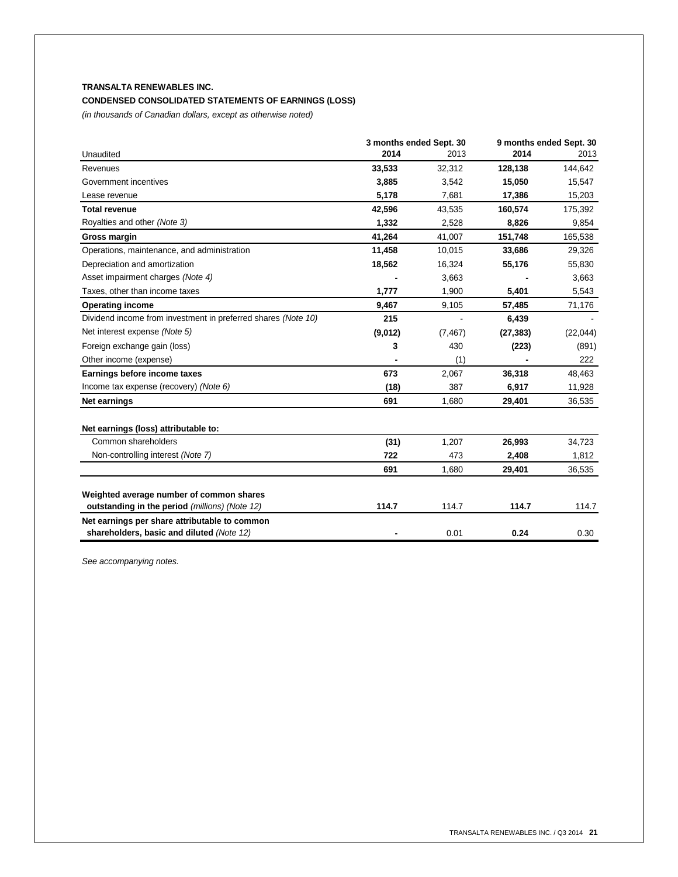**TRANSALTA RENEWABLES INC.**

**CONDENSED CONSOLIDATED STATEMENTS OF EARNINGS (LOSS)**

*(in thousands of Canadian dollars, except as otherwise noted)*

| | 3 months ended Sept. 30 | | 9 months ended Sept. 30 | |
|---|---|---|---|---|
| Unaudited | **2014** | 2013 | **2014** | 2013 |
| Revenues | **33,533** | 32,312 | **128,138** | 144,642 |
| Government incentives | **3,885** | 3,542 | **15,050** | 15,547 |
| Lease revenue | **5,178** | 7,681 | **17,386** | 15,203 |
| **Total revenue** | **42,596** | 43,535 | **160,574** | 175,392 |
| Royalties and other *(Note 3)* | **1,332** | 2,528 | **8,826** | 9,854 |
| **Gross margin** | **41,264** | 41,007 | **151,748** | 165,538 |
| Operations, maintenance, and administration | **11,458** | 10,015 | **33,686** | 29,326 |
| Depreciation and amortization | **18,562** | 16,324 | **55,176** | 55,830 |
| Asset impairment charges *(Note 4)* | **-** | 3,663 | **-** | 3,663 |
| Taxes, other than income taxes | **1,777** | 1,900 | **5,401** | 5,543 |
| **Operating income** | **9,467** | 9,105 | **57,485** | 71,176 |
| Dividend income from investment in preferred shares *(Note 10)* | **215** | - | **6,439** | - |
| Net interest expense *(Note 5)* | **(9,012)** | (7,467) | **(27,383)** | (22,044) |
| Foreign exchange gain (loss) | **3** | 430 | **(223)** | (891) |
| Other income (expense) | **-** | (1) | **-** | 222 |
| **Earnings before income taxes** | **673** | 2,067 | **36,318** | 48,463 |
| Income tax expense (recovery) *(Note 6)* | **(18)** | 387 | **6,917** | 11,928 |
| **Net earnings** | **691** | 1,680 | **29,401** | 36,535 |
| | | | | |
| **Net earnings (loss) attributable to:** | | | | |
| Common shareholders | **(31)** | 1,207 | **26,993** | 34,723 |
| Non-controlling interest *(Note 7)* | **722** | 473 | **2,408** | 1,812 |
| | **691** | 1,680 | **29,401** | 36,535 |
| | | | | |
| **Weighted average number of common shares outstanding in the period** *(millions) (Note 12)* | **114.7** | 114.7 | **114.7** | 114.7 |
| **Net earnings per share attributable to common shareholders, basic and diluted** *(Note 12)* | **-** | 0.01 | **0.24** | 0.30 |

*See accompanying notes.*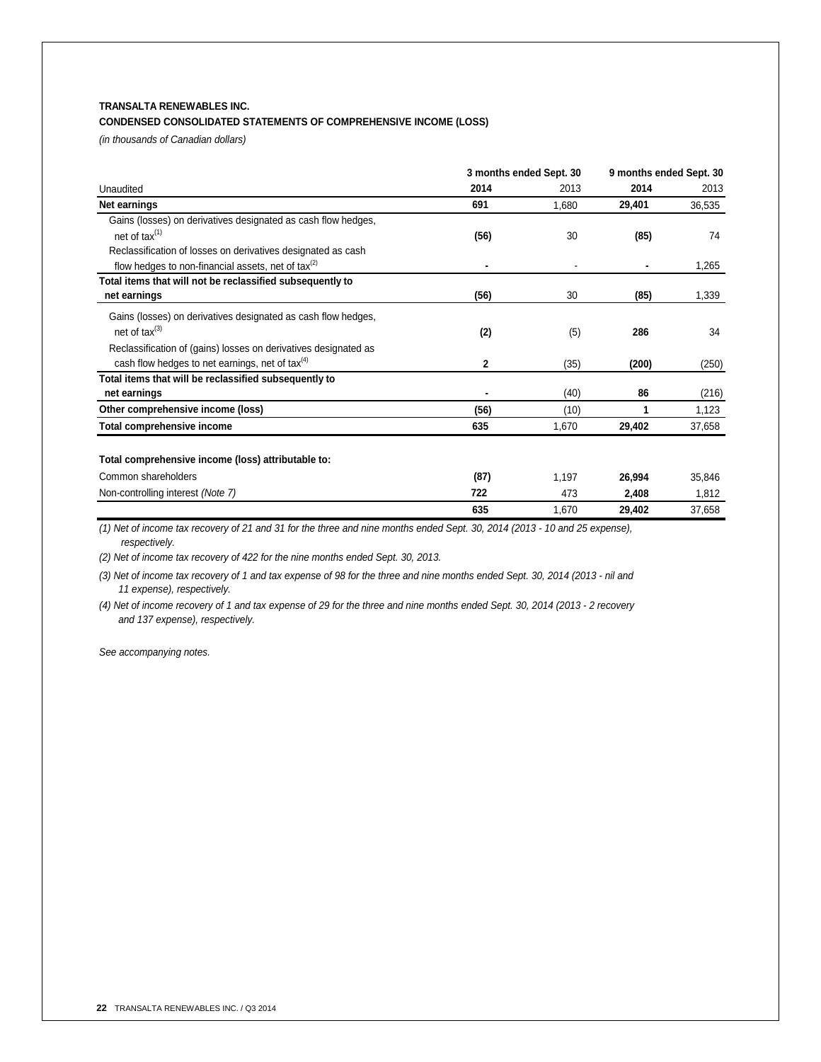**TRANSALTA RENEWABLES INC.**

**CONDENSED CONSOLIDATED STATEMENTS OF COMPREHENSIVE INCOME (LOSS)**

*(in thousands of Canadian dollars)*

| | 3 months ended Sept. 30 | | 9 months ended Sept. 30 | |
|---|---|---|---|---|
| Unaudited | **2014** | 2013 | **2014** | 2013 |
| **Net earnings** | **691** | 1,680 | **29,401** | 36,535 |
| Gains (losses) on derivatives designated as cash flow hedges, net of tax[(1)] | **(56)** | 30 | **(85)** | 74 |
| Reclassification of losses on derivatives designated as cash flow hedges to non-financial assets, net of tax[(2)] | **-** | - | **-** | 1,265 |
| **Total items that will not be reclassified subsequently to net earnings** | **(56)** | 30 | **(85)** | 1,339 |
| Gains (losses) on derivatives designated as cash flow hedges, net of tax[(3)] | **(2)** | (5) | **286** | 34 |
| Reclassification of (gains) losses on derivatives designated as cash flow hedges to net earnings, net of tax[(4)] | **2** | (35) | **(200)** | (250) |
| **Total items that will be reclassified subsequently to net earnings** | **-** | (40) | **86** | (216) |
| **Other comprehensive income (loss)** | **(56)** | (10) | **1** | 1,123 |
| **Total comprehensive income** | **635** | 1,670 | **29,402** | 37,658 |
| | | | | |
| **Total comprehensive income (loss) attributable to:** | | | | |
| Common shareholders | **(87)** | 1,197 | **26,994** | 35,846 |
| Non-controlling interest *(Note 7)* | **722** | 473 | **2,408** | 1,812 |
| | **635** | 1,670 | **29,402** | 37,658 |

*(1) Net of income tax recovery of 21 and 31 for the three and nine months ended Sept. 30, 2014 (2013 - 10 and 25 expense), respectively.*

*(2) Net of income tax recovery of 422 for the nine months ended Sept. 30, 2013.*

*(3) Net of income tax recovery of 1 and tax expense of 98 for the three and nine months ended Sept. 30, 2014 (2013 - nil and 11 expense), respectively.*

*(4) Net of income recovery of 1 and tax expense of 29 for the three and nine months ended Sept. 30, 2014 (2013 - 2 recovery and 137 expense), respectively.*

*See accompanying notes.*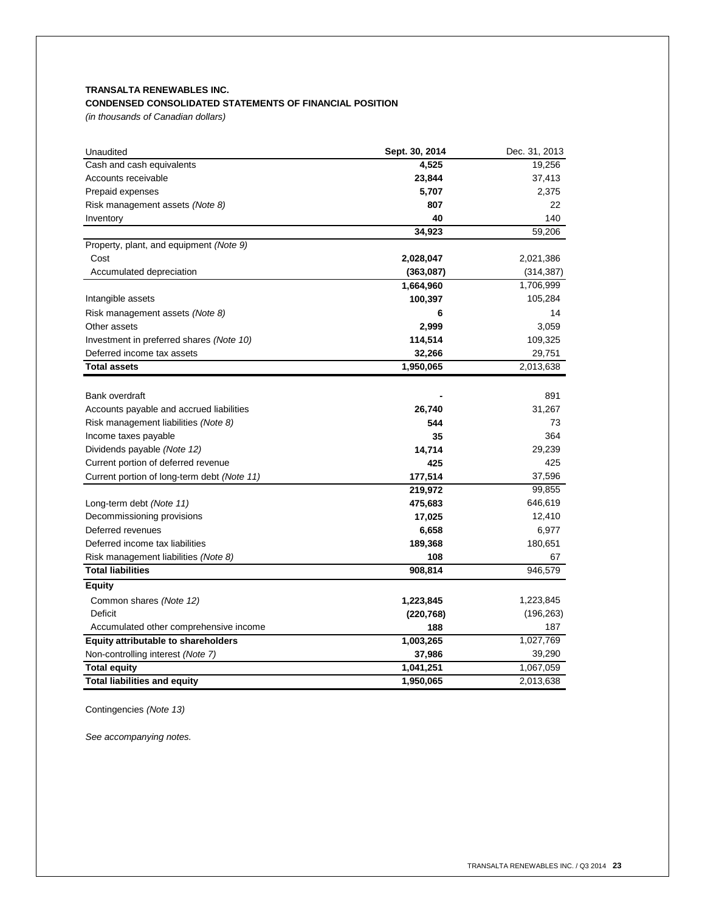**TRANSALTA RENEWABLES INC.**

**CONDENSED CONSOLIDATED STATEMENTS OF FINANCIAL POSITION**

*(in thousands of Canadian dollars)*

| Unaudited | **Sept. 30, 2014** | Dec. 31, 2013 |
|---|---|---|
| Cash and cash equivalents | **4,525** | 19,256 |
| Accounts receivable | **23,844** | 37,413 |
| Prepaid expenses | **5,707** | 2,375 |
| Risk management assets *(Note 8)* | **807** | 22 |
| Inventory | **40** | 140 |
| | **34,923** | 59,206 |
| Property, plant, and equipment *(Note 9)* | | |
| Cost | **2,028,047** | 2,021,386 |
| Accumulated depreciation | **(363,087)** | (314,387) |
| | **1,664,960** | 1,706,999 |
| Intangible assets | **100,397** | 105,284 |
| Risk management assets *(Note 8)* | **6** | 14 |
| Other assets | **2,999** | 3,059 |
| Investment in preferred shares *(Note 10)* | **114,514** | 109,325 |
| Deferred income tax assets | **32,266** | 29,751 |
| **Total assets** | **1,950,065** | 2,013,638 |
| | | |
| Bank overdraft | **-** | 891 |
| Accounts payable and accrued liabilities | **26,740** | 31,267 |
| Risk management liabilities *(Note 8)* | **544** | 73 |
| Income taxes payable | **35** | 364 |
| Dividends payable *(Note 12)* | **14,714** | 29,239 |
| Current portion of deferred revenue | **425** | 425 |
| Current portion of long-term debt *(Note 11)* | **177,514** | 37,596 |
| | **219,972** | 99,855 |
| Long-term debt *(Note 11)* | **475,683** | 646,619 |
| Decommissioning provisions | **17,025** | 12,410 |
| Deferred revenues | **6,658** | 6,977 |
| Deferred income tax liabilities | **189,368** | 180,651 |
| Risk management liabilities *(Note 8)* | **108** | 67 |
| **Total liabilities** | **908,814** | 946,579 |
| **Equity** | | |
| Common shares *(Note 12)* | **1,223,845** | 1,223,845 |
| Deficit | **(220,768)** | (196,263) |
| Accumulated other comprehensive income | **188** | 187 |
| **Equity attributable to shareholders** | **1,003,265** | 1,027,769 |
| Non-controlling interest *(Note 7)* | **37,986** | 39,290 |
| **Total equity** | **1,041,251** | 1,067,059 |
| **Total liabilities and equity** | **1,950,065** | 2,013,638 |

Contingencies *(Note 13)*

*See accompanying notes.*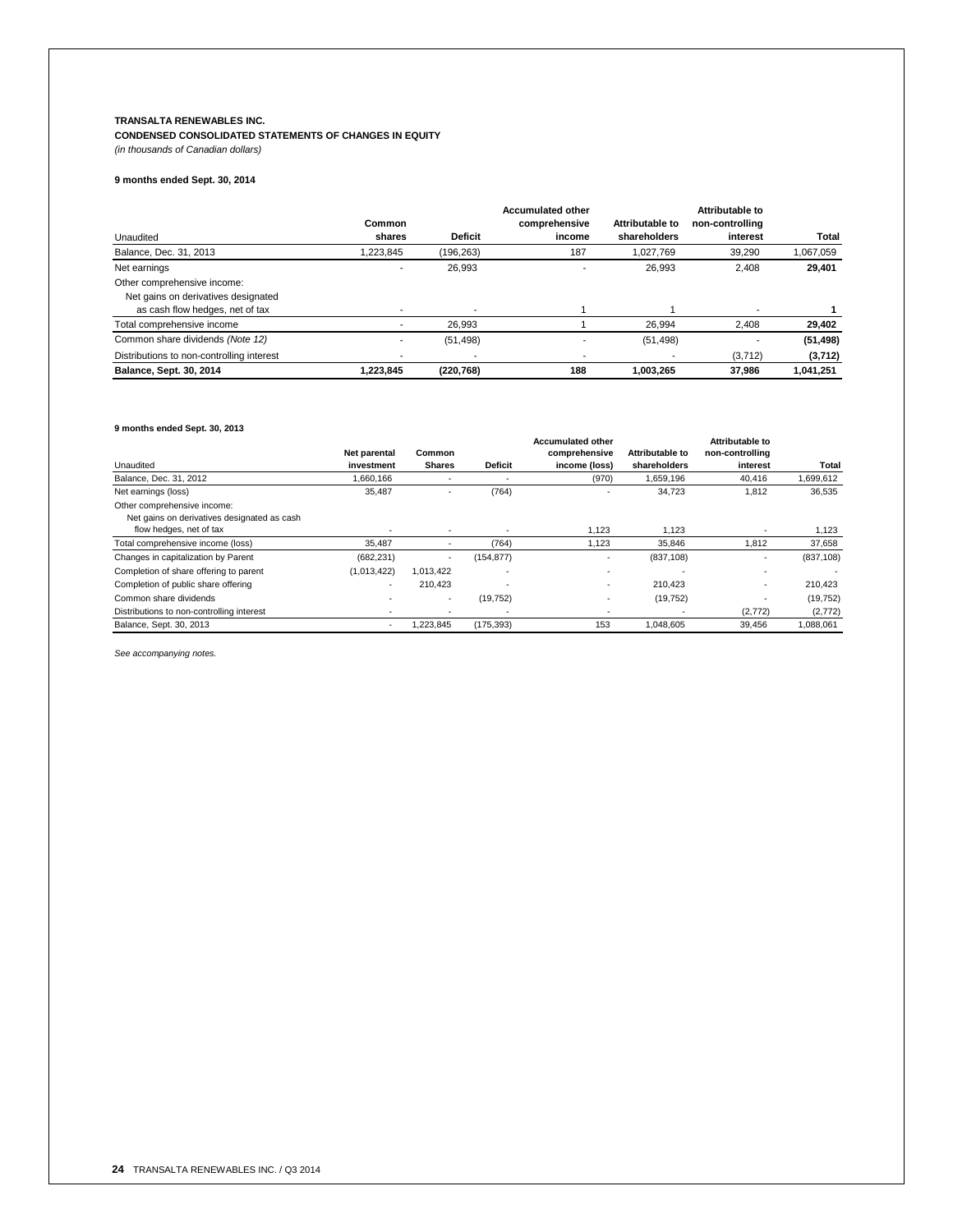**TRANSALTA RENEWABLES INC.**

**CONDENSED CONSOLIDATED STATEMENTS OF CHANGES IN EQUITY**

*(in thousands of Canadian dollars)*

**9 months ended Sept. 30, 2014**

| Unaudited | Common shares | Deficit | Accumulated other comprehensive income | Attributable to shareholders | Attributable to non-controlling interest | Total |
|---|---|---|---|---|---|---|
| Balance, Dec. 31, 2013 | 1,223,845 | (196,263) | 187 | 1,027,769 | 39,290 | 1,067,059 |
| Net earnings | - | 26,993 | - | 26,993 | 2,408 | **29,401** |
| Other comprehensive income: | | | | | | |
| Net gains on derivatives designated as cash flow hedges, net of tax | - | - | 1 | 1 | - | **1** |
| Total comprehensive income | - | 26,993 | 1 | 26,994 | 2,408 | **29,402** |
| Common share dividends *(Note 12)* | - | (51,498) | - | (51,498) | - | **(51,498)** |
| Distributions to non-controlling interest | - | - | - | - | (3,712) | **(3,712)** |
| **Balance, Sept. 30, 2014** | **1,223,845** | **(220,768)** | **188** | **1,003,265** | **37,986** | **1,041,251** |

**9 months ended Sept. 30, 2013**

| Unaudited | Net parental investment | Common Shares | Deficit | Accumulated other comprehensive income (loss) | Attributable to shareholders | Attributable to non-controlling interest | Total |
|---|---|---|---|---|---|---|---|
| Balance, Dec. 31, 2012 | 1,660,166 | - | - | (970) | 1,659,196 | 40,416 | 1,699,612 |
| Net earnings (loss) | 35,487 | - | (764) | - | 34,723 | 1,812 | 36,535 |
| Other comprehensive income: | | | | | | | |
| Net gains on derivatives designated as cash flow hedges, net of tax | - | - | - | 1,123 | 1,123 | - | 1,123 |
| Total comprehensive income (loss) | 35,487 | - | (764) | 1,123 | 35,846 | 1,812 | 37,658 |
| Changes in capitalization by Parent | (682,231) | - | (154,877) | - | (837,108) | - | (837,108) |
| Completion of share offering to parent | (1,013,422) | 1,013,422 | - | - | - | - | - |
| Completion of public share offering | - | 210,423 | - | - | 210,423 | - | 210,423 |
| Common share dividends | - | - | (19,752) | - | (19,752) | - | (19,752) |
| Distributions to non-controlling interest | - | - | - | - | - | (2,772) | (2,772) |
| Balance, Sept. 30, 2013 | - | 1,223,845 | (175,393) | 153 | 1,048,605 | 39,456 | 1,088,061 |

*See accompanying notes.*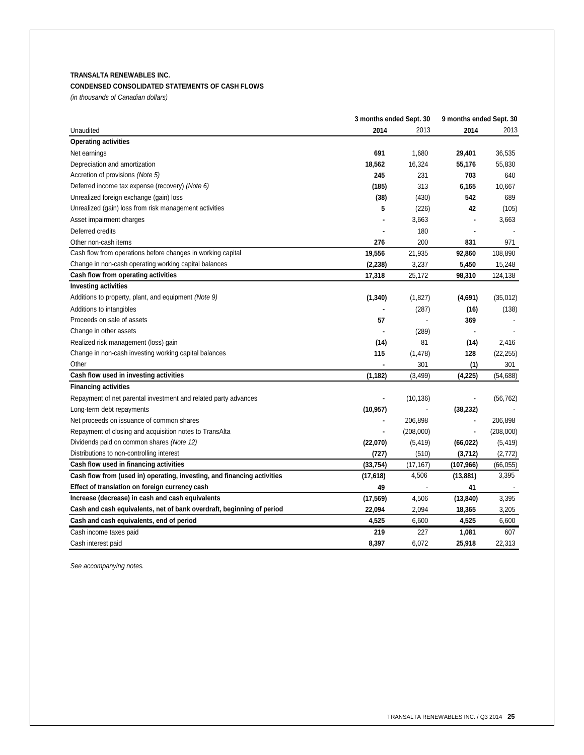**TRANSALTA RENEWABLES INC.**

**CONDENSED CONSOLIDATED STATEMENTS OF CASH FLOWS**

*(in thousands of Canadian dollars)*

| | 3 months ended Sept. 30 | | 9 months ended Sept. 30 | |
|---|---|---|---|---|
| Unaudited | **2014** | 2013 | **2014** | 2013 |
| **Operating activities** | | | | |
| Net earnings | **691** | 1,680 | **29,401** | 36,535 |
| Depreciation and amortization | **18,562** | 16,324 | **55,176** | 55,830 |
| Accretion of provisions *(Note 5)* | **245** | 231 | **703** | 640 |
| Deferred income tax expense (recovery) *(Note 6)* | **(185)** | 313 | **6,165** | 10,667 |
| Unrealized foreign exchange (gain) loss | **(38)** | (430) | **542** | 689 |
| Unrealized (gain) loss from risk management activities | **5** | (226) | **42** | (105) |
| Asset impairment charges | **-** | 3,663 | **-** | 3,663 |
| Deferred credits | **-** | 180 | **-** | - |
| Other non-cash items | **276** | 200 | **831** | 971 |
| Cash flow from operations before changes in working capital | **19,556** | 21,935 | **92,860** | 108,890 |
| Change in non-cash operating working capital balances | **(2,238)** | 3,237 | **5,450** | 15,248 |
| **Cash flow from operating activities** | **17,318** | 25,172 | **98,310** | 124,138 |
| **Investing activities** | | | | |
| Additions to property, plant, and equipment *(Note 9)* | **(1,340)** | (1,827) | **(4,691)** | (35,012) |
| Additions to intangibles | **-** | (287) | **(16)** | (138) |
| Proceeds on sale of assets | **57** | - | **369** | - |
| Change in other assets | **-** | (289) | **-** | - |
| Realized risk management (loss) gain | **(14)** | 81 | **(14)** | 2,416 |
| Change in non-cash investing working capital balances | **115** | (1,478) | **128** | (22,255) |
| Other | **-** | 301 | **(1)** | 301 |
| **Cash flow used in investing activities** | **(1,182)** | (3,499) | **(4,225)** | (54,688) |
| **Financing activities** | | | | |
| Repayment of net parental investment and related party advances | **-** | (10,136) | **-** | (56,762) |
| Long-term debt repayments | **(10,957)** | - | **(38,232)** | - |
| Net proceeds on issuance of common shares | **-** | 206,898 | **-** | 206,898 |
| Repayment of closing and acquisition notes to TransAlta | **-** | (208,000) | **-** | (208,000) |
| Dividends paid on common shares *(Note 12)* | **(22,070)** | (5,419) | **(66,022)** | (5,419) |
| Distributions to non-controlling interest | **(727)** | (510) | **(3,712)** | (2,772) |
| **Cash flow used in financing activities** | **(33,754)** | (17,167) | **(107,966)** | (66,055) |
| **Cash flow from (used in) operating, investing, and financing activities** | **(17,618)** | 4,506 | **(13,881)** | 3,395 |
| **Effect of translation on foreign currency cash** | **49** | - | **41** | - |
| **Increase (decrease) in cash and cash equivalents** | **(17,569)** | 4,506 | **(13,840)** | 3,395 |
| **Cash and cash equivalents, net of bank overdraft, beginning of period** | **22,094** | 2,094 | **18,365** | 3,205 |
| **Cash and cash equivalents, end of period** | **4,525** | 6,600 | **4,525** | 6,600 |
| Cash income taxes paid | **219** | 227 | **1,081** | 607 |
| Cash interest paid | **8,397** | 6,072 | **25,918** | 22,313 |

*See accompanying notes.*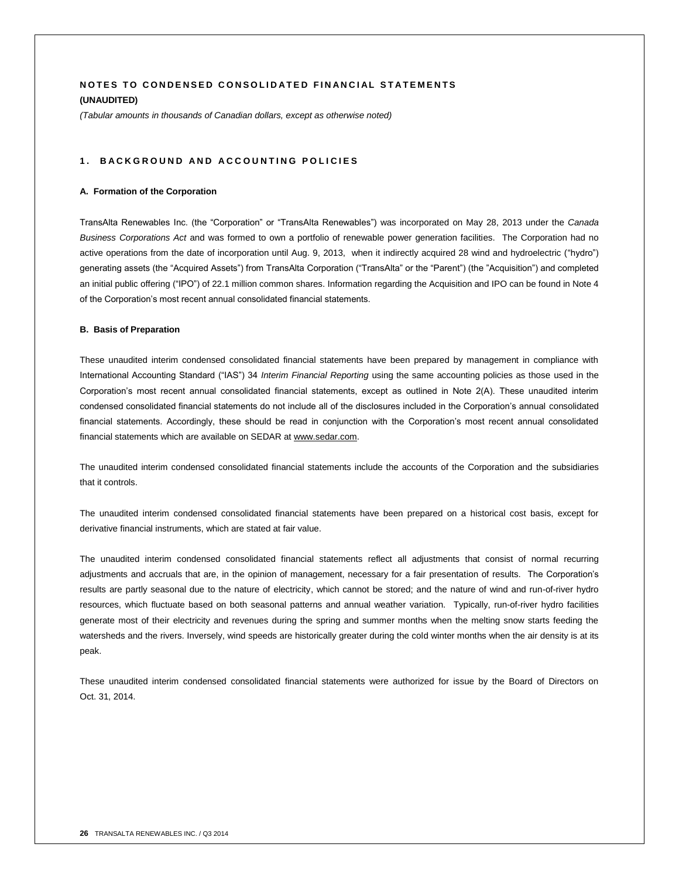# NOTES TO CONDENSED CONSOLIDATED FINANCIAL STATEMENTS

**(UNAUDITED)**

*(Tabular amounts in thousands of Canadian dollars, except as otherwise noted)*

## 1. BACKGROUND AND ACCOUNTING POLICIES

### A. Formation of the Corporation

TransAlta Renewables Inc. (the "Corporation" or "TransAlta Renewables") was incorporated on May 28, 2013 under the *Canada Business Corporations Act* and was formed to own a portfolio of renewable power generation facilities. The Corporation had no active operations from the date of incorporation until Aug. 9, 2013, when it indirectly acquired 28 wind and hydroelectric ("hydro") generating assets (the "Acquired Assets") from TransAlta Corporation ("TransAlta" or the "Parent") (the "Acquisition") and completed an initial public offering ("IPO") of 22.1 million common shares. Information regarding the Acquisition and IPO can be found in Note 4 of the Corporation's most recent annual consolidated financial statements.

### B. Basis of Preparation

These unaudited interim condensed consolidated financial statements have been prepared by management in compliance with International Accounting Standard ("IAS") 34 *Interim Financial Reporting* using the same accounting policies as those used in the Corporation's most recent annual consolidated financial statements, except as outlined in Note 2(A). These unaudited interim condensed consolidated financial statements do not include all of the disclosures included in the Corporation's annual consolidated financial statements. Accordingly, these should be read in conjunction with the Corporation's most recent annual consolidated financial statements which are available on SEDAR at www.sedar.com.

The unaudited interim condensed consolidated financial statements include the accounts of the Corporation and the subsidiaries that it controls.

The unaudited interim condensed consolidated financial statements have been prepared on a historical cost basis, except for derivative financial instruments, which are stated at fair value.

The unaudited interim condensed consolidated financial statements reflect all adjustments that consist of normal recurring adjustments and accruals that are, in the opinion of management, necessary for a fair presentation of results. The Corporation's results are partly seasonal due to the nature of electricity, which cannot be stored; and the nature of wind and run-of-river hydro resources, which fluctuate based on both seasonal patterns and annual weather variation. Typically, run-of-river hydro facilities generate most of their electricity and revenues during the spring and summer months when the melting snow starts feeding the watersheds and the rivers. Inversely, wind speeds are historically greater during the cold winter months when the air density is at its peak.

These unaudited interim condensed consolidated financial statements were authorized for issue by the Board of Directors on Oct. 31, 2014.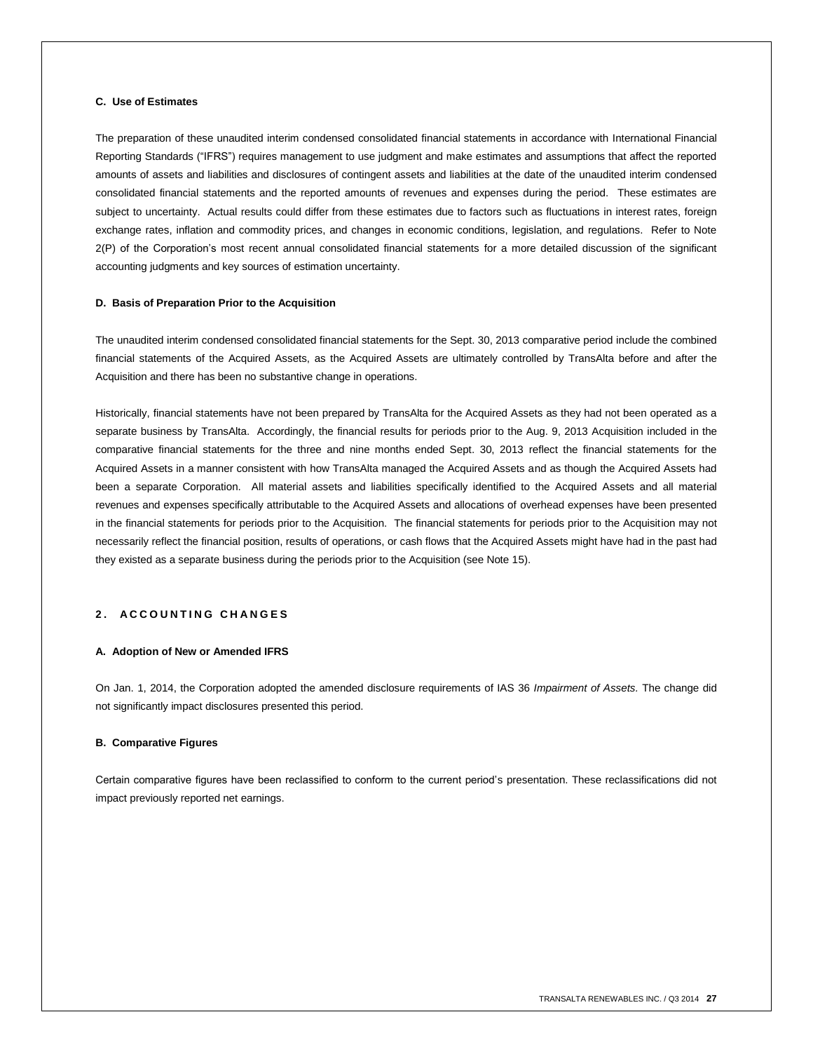### C. Use of Estimates

The preparation of these unaudited interim condensed consolidated financial statements in accordance with International Financial Reporting Standards ("IFRS") requires management to use judgment and make estimates and assumptions that affect the reported amounts of assets and liabilities and disclosures of contingent assets and liabilities at the date of the unaudited interim condensed consolidated financial statements and the reported amounts of revenues and expenses during the period. These estimates are subject to uncertainty. Actual results could differ from these estimates due to factors such as fluctuations in interest rates, foreign exchange rates, inflation and commodity prices, and changes in economic conditions, legislation, and regulations. Refer to Note 2(P) of the Corporation's most recent annual consolidated financial statements for a more detailed discussion of the significant accounting judgments and key sources of estimation uncertainty.

### D. Basis of Preparation Prior to the Acquisition

The unaudited interim condensed consolidated financial statements for the Sept. 30, 2013 comparative period include the combined financial statements of the Acquired Assets, as the Acquired Assets are ultimately controlled by TransAlta before and after the Acquisition and there has been no substantive change in operations.

Historically, financial statements have not been prepared by TransAlta for the Acquired Assets as they had not been operated as a separate business by TransAlta. Accordingly, the financial results for periods prior to the Aug. 9, 2013 Acquisition included in the comparative financial statements for the three and nine months ended Sept. 30, 2013 reflect the financial statements for the Acquired Assets in a manner consistent with how TransAlta managed the Acquired Assets and as though the Acquired Assets had been a separate Corporation. All material assets and liabilities specifically identified to the Acquired Assets and all material revenues and expenses specifically attributable to the Acquired Assets and allocations of overhead expenses have been presented in the financial statements for periods prior to the Acquisition. The financial statements for periods prior to the Acquisition may not necessarily reflect the financial position, results of operations, or cash flows that the Acquired Assets might have had in the past had they existed as a separate business during the periods prior to the Acquisition (see Note 15).

## 2. ACCOUNTING CHANGES

### A. Adoption of New or Amended IFRS

On Jan. 1, 2014, the Corporation adopted the amended disclosure requirements of IAS 36 *Impairment of Assets*. The change did not significantly impact disclosures presented this period.

### B. Comparative Figures

Certain comparative figures have been reclassified to conform to the current period's presentation. These reclassifications did not impact previously reported net earnings.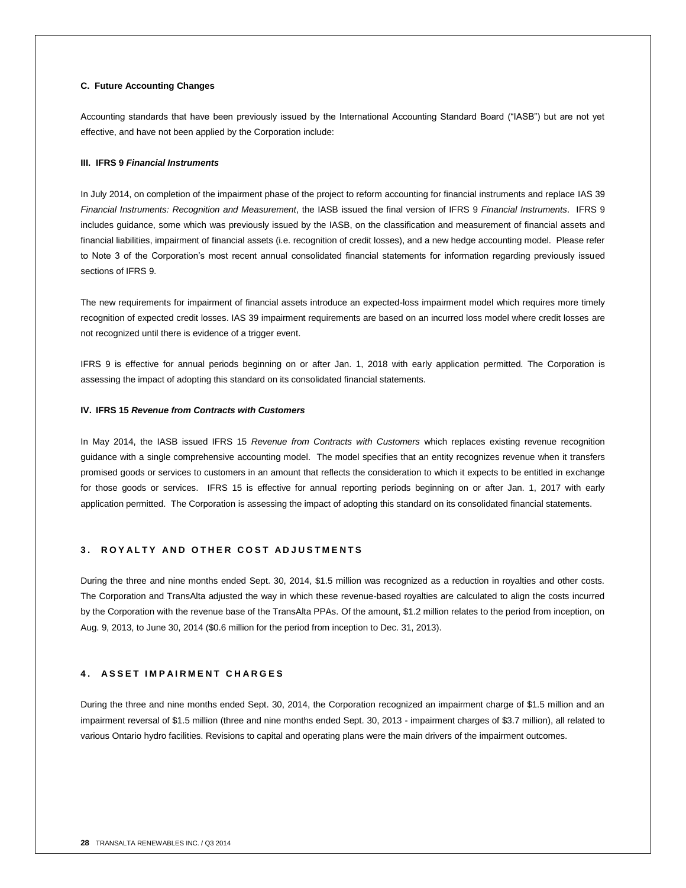### C. Future Accounting Changes

Accounting standards that have been previously issued by the International Accounting Standard Board ("IASB") but are not yet effective, and have not been applied by the Corporation include:

#### III. IFRS 9 *Financial Instruments*

In July 2014, on completion of the impairment phase of the project to reform accounting for financial instruments and replace IAS 39 *Financial Instruments: Recognition and Measurement*, the IASB issued the final version of IFRS 9 *Financial Instruments*. IFRS 9 includes guidance, some which was previously issued by the IASB, on the classification and measurement of financial assets and financial liabilities, impairment of financial assets (i.e. recognition of credit losses), and a new hedge accounting model. Please refer to Note 3 of the Corporation's most recent annual consolidated financial statements for information regarding previously issued sections of IFRS 9.

The new requirements for impairment of financial assets introduce an expected-loss impairment model which requires more timely recognition of expected credit losses. IAS 39 impairment requirements are based on an incurred loss model where credit losses are not recognized until there is evidence of a trigger event.

IFRS 9 is effective for annual periods beginning on or after Jan. 1, 2018 with early application permitted. The Corporation is assessing the impact of adopting this standard on its consolidated financial statements.

#### IV. IFRS 15 *Revenue from Contracts with Customers*

In May 2014, the IASB issued IFRS 15 *Revenue from Contracts with Customers* which replaces existing revenue recognition guidance with a single comprehensive accounting model. The model specifies that an entity recognizes revenue when it transfers promised goods or services to customers in an amount that reflects the consideration to which it expects to be entitled in exchange for those goods or services. IFRS 15 is effective for annual reporting periods beginning on or after Jan. 1, 2017 with early application permitted. The Corporation is assessing the impact of adopting this standard on its consolidated financial statements.

## 3. ROYALTY AND OTHER COST ADJUSTMENTS

During the three and nine months ended Sept. 30, 2014, $1.5 million was recognized as a reduction in royalties and other costs. The Corporation and TransAlta adjusted the way in which these revenue-based royalties are calculated to align the costs incurred by the Corporation with the revenue base of the TransAlta PPAs. Of the amount, $1.2 million relates to the period from inception, on Aug. 9, 2013, to June 30, 2014 ($0.6 million for the period from inception to Dec. 31, 2013).

## 4. ASSET IMPAIRMENT CHARGES

During the three and nine months ended Sept. 30, 2014, the Corporation recognized an impairment charge of $1.5 million and an impairment reversal of $1.5 million (three and nine months ended Sept. 30, 2013 - impairment charges of $3.7 million), all related to various Ontario hydro facilities. Revisions to capital and operating plans were the main drivers of the impairment outcomes.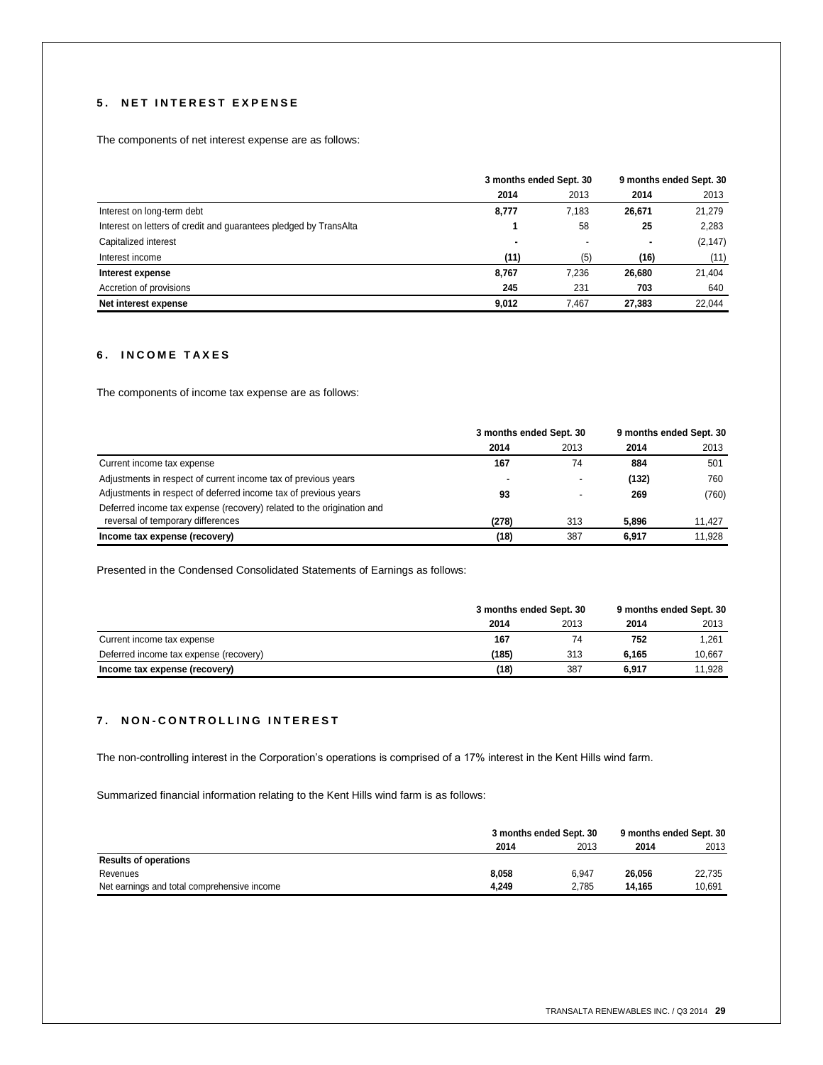## 5. NET INTEREST EXPENSE

The components of net interest expense are as follows:

| | 3 months ended Sept. 30 | | 9 months ended Sept. 30 | |
|---|---|---|---|---|
| | **2014** | 2013 | **2014** | 2013 |
| Interest on long-term debt | **8,777** | 7,183 | **26,671** | 21,279 |
| Interest on letters of credit and guarantees pledged by TransAlta | **1** | 58 | **25** | 2,283 |
| Capitalized interest | **-** | - | **-** | (2,147) |
| Interest income | **(11)** | (5) | **(16)** | (11) |
| **Interest expense** | **8,767** | 7,236 | **26,680** | 21,404 |
| Accretion of provisions | **245** | 231 | **703** | 640 |
| **Net interest expense** | **9,012** | 7,467 | **27,383** | 22,044 |

## 6. INCOME TAXES

The components of income tax expense are as follows:

| | 3 months ended Sept. 30 | | 9 months ended Sept. 30 | |
|---|---|---|---|---|
| | **2014** | 2013 | **2014** | 2013 |
| Current income tax expense | **167** | 74 | **884** | 501 |
| Adjustments in respect of current income tax of previous years | **-** | - | **(132)** | 760 |
| Adjustments in respect of deferred income tax of previous years | **93** | - | **269** | (760) |
| Deferred income tax expense (recovery) related to the origination and reversal of temporary differences | **(278)** | 313 | **5,896** | 11,427 |
| **Income tax expense (recovery)** | **(18)** | 387 | **6,917** | 11,928 |

Presented in the Condensed Consolidated Statements of Earnings as follows:

| | 3 months ended Sept. 30 | | 9 months ended Sept. 30 | |
|---|---|---|---|---|
| | **2014** | 2013 | **2014** | 2013 |
| Current income tax expense | **167** | 74 | **752** | 1,261 |
| Deferred income tax expense (recovery) | **(185)** | 313 | **6,165** | 10,667 |
| **Income tax expense (recovery)** | **(18)** | 387 | **6,917** | 11,928 |

## 7. NON-CONTROLLING INTEREST

The non-controlling interest in the Corporation's operations is comprised of a 17% interest in the Kent Hills wind farm.

Summarized financial information relating to the Kent Hills wind farm is as follows:

| | 3 months ended Sept. 30 | | 9 months ended Sept. 30 | |
|---|---|---|---|---|
| | **2014** | 2013 | **2014** | 2013 |
| **Results of operations** | | | | |
| Revenues | **8,058** | 6,947 | **26,056** | 22,735 |
| Net earnings and total comprehensive income | **4,249** | 2,785 | **14,165** | 10,691 |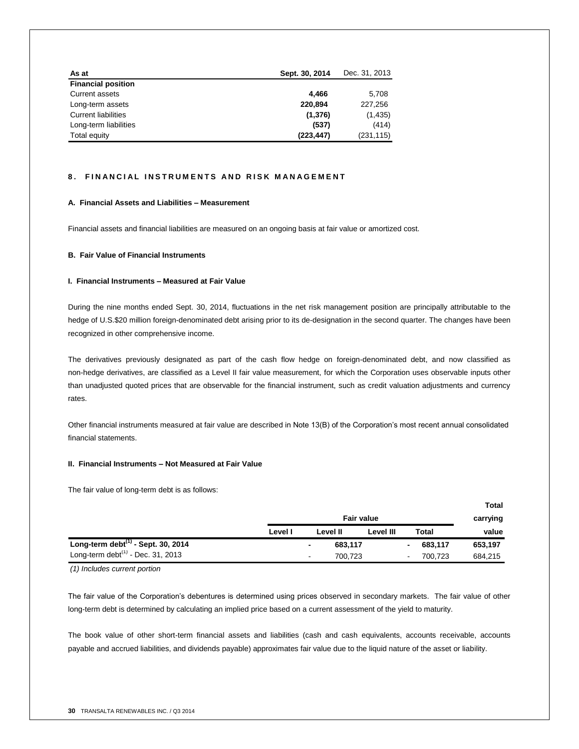| As at | Sept. 30, 2014 | Dec. 31, 2013 |
|---|---|---|
| **Financial position** | | |
| Current assets | **4,466** | 5,708 |
| Long-term assets | **220,894** | 227,256 |
| Current liabilities | **(1,376)** | (1,435) |
| Long-term liabilities | **(537)** | (414) |
| Total equity | **(223,447)** | (231,115) |

## 8. FINANCIAL INSTRUMENTS AND RISK MANAGEMENT

### A. Financial Assets and Liabilities – Measurement

Financial assets and financial liabilities are measured on an ongoing basis at fair value or amortized cost.

### B. Fair Value of Financial Instruments

#### I. Financial Instruments – Measured at Fair Value

During the nine months ended Sept. 30, 2014, fluctuations in the net risk management position are principally attributable to the hedge of U.S.$20 million foreign-denominated debt arising prior to its de-designation in the second quarter. The changes have been recognized in other comprehensive income.

The derivatives previously designated as part of the cash flow hedge on foreign-denominated debt, and now classified as non-hedge derivatives, are classified as a Level II fair value measurement, for which the Corporation uses observable inputs other than unadjusted quoted prices that are observable for the financial instrument, such as credit valuation adjustments and currency rates.

Other financial instruments measured at fair value are described in Note 13(B) of the Corporation's most recent annual consolidated financial statements.

#### II. Financial Instruments – Not Measured at Fair Value

The fair value of long-term debt is as follows:

| | Fair value | | | | Total carrying |
|---|---|---|---|---|---|
| | Level I | Level II | Level III | Total | value |
| **Long-term debt[(1)] - Sept. 30, 2014** | **-** | **683,117** | **-** | **683,117** | **653,197** |
| Long-term debt[(1)] - Dec. 31, 2013 | - | 700,723 | - | 700,723 | 684,215 |

*(1) Includes current portion*

The fair value of the Corporation's debentures is determined using prices observed in secondary markets. The fair value of other long-term debt is determined by calculating an implied price based on a current assessment of the yield to maturity.

The book value of other short-term financial assets and liabilities (cash and cash equivalents, accounts receivable, accounts payable and accrued liabilities, and dividends payable) approximates fair value due to the liquid nature of the asset or liability.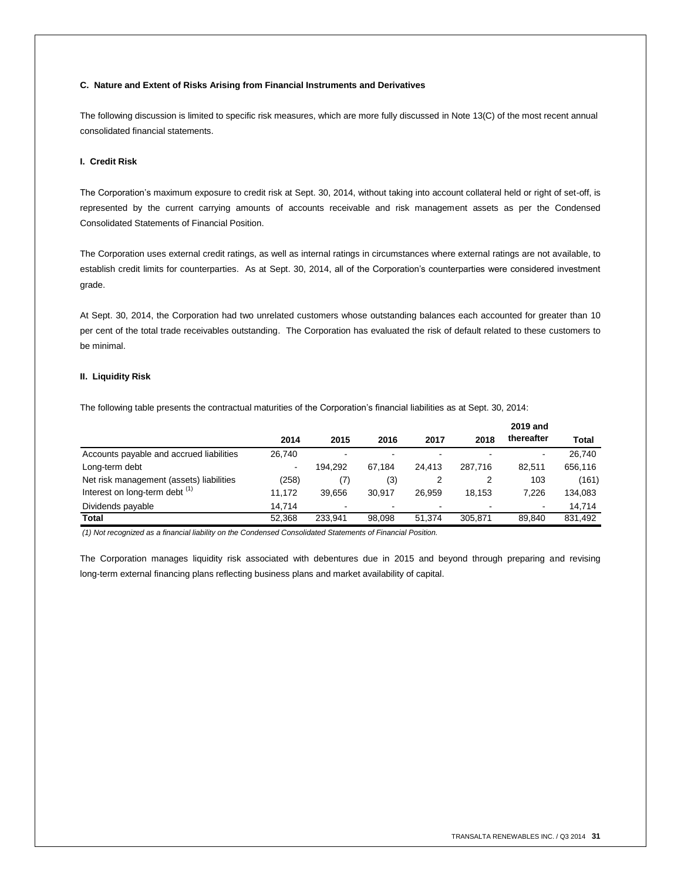#### C. Nature and Extent of Risks Arising from Financial Instruments and Derivatives

The following discussion is limited to specific risk measures, which are more fully discussed in Note 13(C) of the most recent annual consolidated financial statements.

##### I. Credit Risk

The Corporation's maximum exposure to credit risk at Sept. 30, 2014, without taking into account collateral held or right of set-off, is represented by the current carrying amounts of accounts receivable and risk management assets as per the Condensed Consolidated Statements of Financial Position.

The Corporation uses external credit ratings, as well as internal ratings in circumstances where external ratings are not available, to establish credit limits for counterparties. As at Sept. 30, 2014, all of the Corporation's counterparties were considered investment grade.

At Sept. 30, 2014, the Corporation had two unrelated customers whose outstanding balances each accounted for greater than 10 per cent of the total trade receivables outstanding. The Corporation has evaluated the risk of default related to these customers to be minimal.

##### II. Liquidity Risk

The following table presents the contractual maturities of the Corporation's financial liabilities as at Sept. 30, 2014:

| | 2014 | 2015 | 2016 | 2017 | 2018 | 2019 and thereafter | Total |
|---|---|---|---|---|---|---|---|
| Accounts payable and accrued liabilities | 26,740 | - | - | - | - | - | 26,740 |
| Long-term debt | - | 194,292 | 67,184 | 24,413 | 287,716 | 82,511 | 656,116 |
| Net risk management (assets) liabilities | (258) | (7) | (3) | 2 | 2 | 103 | (161) |
| Interest on long-term debt [(1)] | 11,172 | 39,656 | 30,917 | 26,959 | 18,153 | 7,226 | 134,083 |
| Dividends payable | 14,714 | - | - | - | - | - | 14,714 |
| **Total** | 52,368 | 233,941 | 98,098 | 51,374 | 305,871 | 89,840 | 831,492 |

*(1) Not recognized as a financial liability on the Condensed Consolidated Statements of Financial Position.*

The Corporation manages liquidity risk associated with debentures due in 2015 and beyond through preparing and revising long-term external financing plans reflecting business plans and market availability of capital.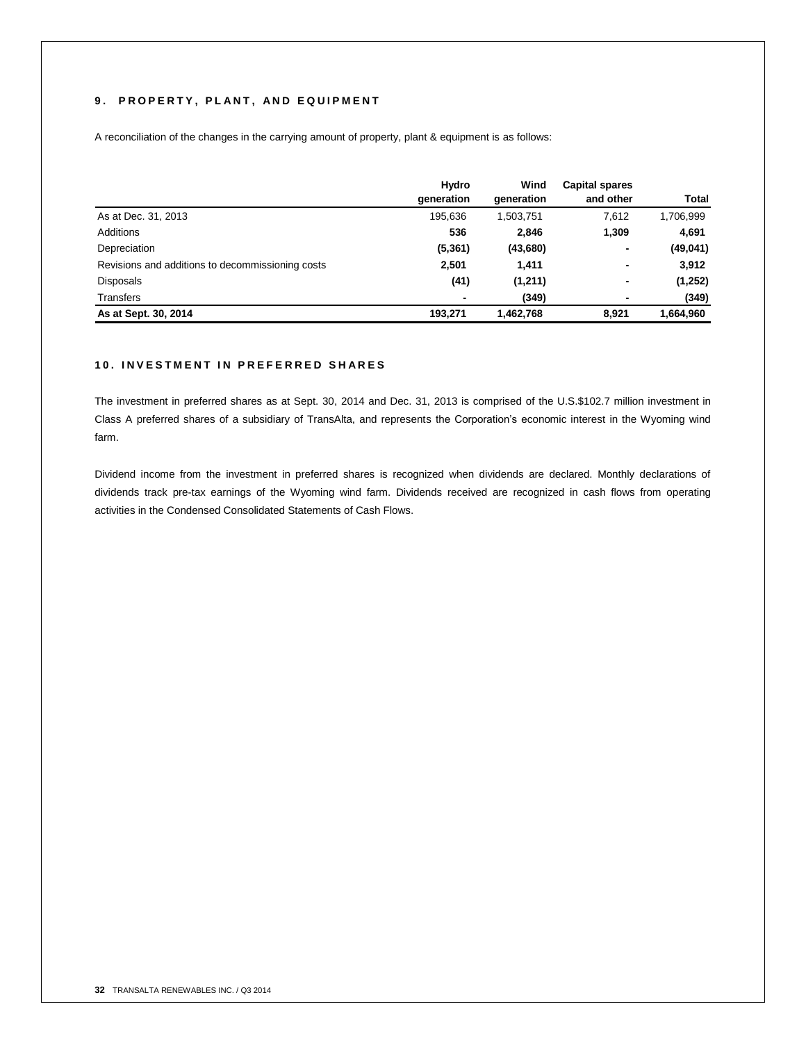## 9. PROPERTY, PLANT, AND EQUIPMENT

A reconciliation of the changes in the carrying amount of property, plant & equipment is as follows:

| | Hydro generation | Wind generation | Capital spares and other | Total |
|---|---|---|---|---|
| As at Dec. 31, 2013 | 195,636 | 1,503,751 | 7,612 | 1,706,999 |
| Additions | **536** | **2,846** | **1,309** | **4,691** |
| Depreciation | **(5,361)** | **(43,680)** | **-** | **(49,041)** |
| Revisions and additions to decommissioning costs | **2,501** | **1,411** | **-** | **3,912** |
| Disposals | **(41)** | **(1,211)** | **-** | **(1,252)** |
| Transfers | **-** | **(349)** | **-** | **(349)** |
| **As at Sept. 30, 2014** | **193,271** | **1,462,768** | **8,921** | **1,664,960** |

## 10. INVESTMENT IN PREFERRED SHARES

The investment in preferred shares as at Sept. 30, 2014 and Dec. 31, 2013 is comprised of the U.S.$102.7 million investment in Class A preferred shares of a subsidiary of TransAlta, and represents the Corporation's economic interest in the Wyoming wind farm.

Dividend income from the investment in preferred shares is recognized when dividends are declared. Monthly declarations of dividends track pre-tax earnings of the Wyoming wind farm. Dividends received are recognized in cash flows from operating activities in the Condensed Consolidated Statements of Cash Flows.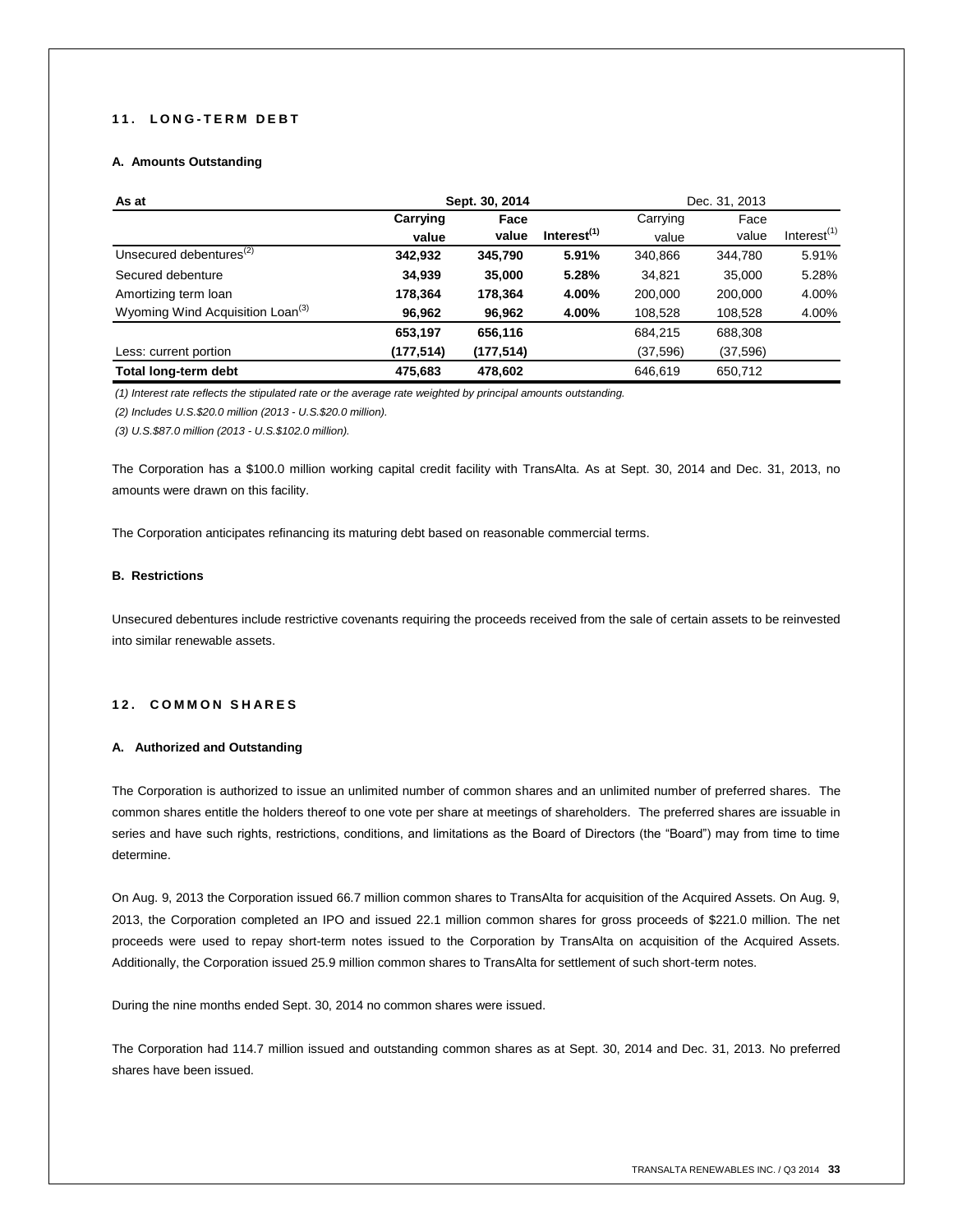## 11. LONG-TERM DEBT

### A. Amounts Outstanding

| As at | Sept. 30, 2014 | | | Dec. 31, 2013 | | |
|---|---|---|---|---|---|---|
| | **Carrying value** | **Face value** | **Interest[1]** | Carrying value | Face value | Interest[1] |
| Unsecured debentures[2] | **342,932** | **345,790** | **5.91%** | 340,866 | 344,780 | 5.91% |
| Secured debenture | **34,939** | **35,000** | **5.28%** | 34,821 | 35,000 | 5.28% |
| Amortizing term loan | **178,364** | **178,364** | **4.00%** | 200,000 | 200,000 | 4.00% |
| Wyoming Wind Acquisition Loan[3] | **96,962** | **96,962** | **4.00%** | 108,528 | 108,528 | 4.00% |
| | **653,197** | **656,116** | | 684,215 | 688,308 | |
| Less: current portion | **(177,514)** | **(177,514)** | | (37,596) | (37,596) | |
| **Total long-term debt** | **475,683** | **478,602** | | 646,619 | 650,712 | |

*(1) Interest rate reflects the stipulated rate or the average rate weighted by principal amounts outstanding.*

*(2) Includes U.S.$20.0 million (2013 - U.S.$20.0 million).*

*(3) U.S.$87.0 million (2013 - U.S.$102.0 million).*

The Corporation has a $100.0 million working capital credit facility with TransAlta. As at Sept. 30, 2014 and Dec. 31, 2013, no amounts were drawn on this facility.

The Corporation anticipates refinancing its maturing debt based on reasonable commercial terms.

### B. Restrictions

Unsecured debentures include restrictive covenants requiring the proceeds received from the sale of certain assets to be reinvested into similar renewable assets.

## 12. COMMON SHARES

### A. Authorized and Outstanding

The Corporation is authorized to issue an unlimited number of common shares and an unlimited number of preferred shares. The common shares entitle the holders thereof to one vote per share at meetings of shareholders. The preferred shares are issuable in series and have such rights, restrictions, conditions, and limitations as the Board of Directors (the "Board") may from time to time determine.

On Aug. 9, 2013 the Corporation issued 66.7 million common shares to TransAlta for acquisition of the Acquired Assets. On Aug. 9, 2013, the Corporation completed an IPO and issued 22.1 million common shares for gross proceeds of $221.0 million. The net proceeds were used to repay short-term notes issued to the Corporation by TransAlta on acquisition of the Acquired Assets. Additionally, the Corporation issued 25.9 million common shares to TransAlta for settlement of such short-term notes.

During the nine months ended Sept. 30, 2014 no common shares were issued.

The Corporation had 114.7 million issued and outstanding common shares as at Sept. 30, 2014 and Dec. 31, 2013. No preferred shares have been issued.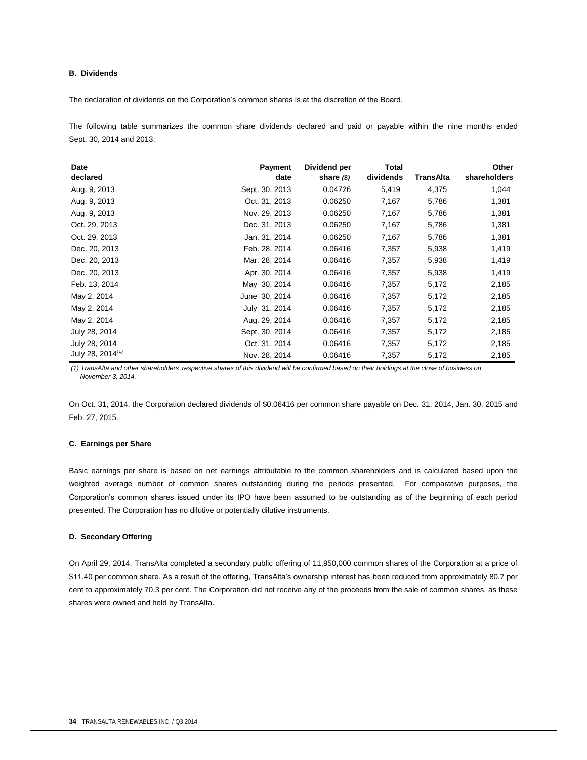### B. Dividends

The declaration of dividends on the Corporation's common shares is at the discretion of the Board.

The following table summarizes the common share dividends declared and paid or payable within the nine months ended Sept. 30, 2014 and 2013:

| Date declared | Payment date | Dividend per share *($)* | Total dividends | TransAlta | Other shareholders |
|---|---|---|---|---|---|
| Aug. 9, 2013 | Sept. 30, 2013 | 0.04726 | 5,419 | 4,375 | 1,044 |
| Aug. 9, 2013 | Oct. 31, 2013 | 0.06250 | 7,167 | 5,786 | 1,381 |
| Aug. 9, 2013 | Nov. 29, 2013 | 0.06250 | 7,167 | 5,786 | 1,381 |
| Oct. 29, 2013 | Dec. 31, 2013 | 0.06250 | 7,167 | 5,786 | 1,381 |
| Oct. 29, 2013 | Jan. 31, 2014 | 0.06250 | 7,167 | 5,786 | 1,381 |
| Dec. 20, 2013 | Feb. 28, 2014 | 0.06416 | 7,357 | 5,938 | 1,419 |
| Dec. 20, 2013 | Mar. 28, 2014 | 0.06416 | 7,357 | 5,938 | 1,419 |
| Dec. 20, 2013 | Apr. 30, 2014 | 0.06416 | 7,357 | 5,938 | 1,419 |
| Feb. 13, 2014 | May 30, 2014 | 0.06416 | 7,357 | 5,172 | 2,185 |
| May 2, 2014 | June 30, 2014 | 0.06416 | 7,357 | 5,172 | 2,185 |
| May 2, 2014 | July 31, 2014 | 0.06416 | 7,357 | 5,172 | 2,185 |
| May 2, 2014 | Aug. 29, 2014 | 0.06416 | 7,357 | 5,172 | 2,185 |
| July 28, 2014 | Sept. 30, 2014 | 0.06416 | 7,357 | 5,172 | 2,185 |
| July 28, 2014 | Oct. 31, 2014 | 0.06416 | 7,357 | 5,172 | 2,185 |
| July 28, 2014[(1)] | Nov. 28, 2014 | 0.06416 | 7,357 | 5,172 | 2,185 |

*(1) TransAlta and other shareholders' respective shares of this dividend will be confirmed based on their holdings at the close of business on November 3, 2014.*

On Oct. 31, 2014, the Corporation declared dividends of $0.06416 per common share payable on Dec. 31, 2014, Jan. 30, 2015 and Feb. 27, 2015.

### C. Earnings per Share

Basic earnings per share is based on net earnings attributable to the common shareholders and is calculated based upon the weighted average number of common shares outstanding during the periods presented. For comparative purposes, the Corporation's common shares issued under its IPO have been assumed to be outstanding as of the beginning of each period presented. The Corporation has no dilutive or potentially dilutive instruments.

### D. Secondary Offering

On April 29, 2014, TransAlta completed a secondary public offering of 11,950,000 common shares of the Corporation at a price of $11.40 per common share. As a result of the offering, TransAlta's ownership interest has been reduced from approximately 80.7 per cent to approximately 70.3 per cent. The Corporation did not receive any of the proceeds from the sale of common shares, as these shares were owned and held by TransAlta.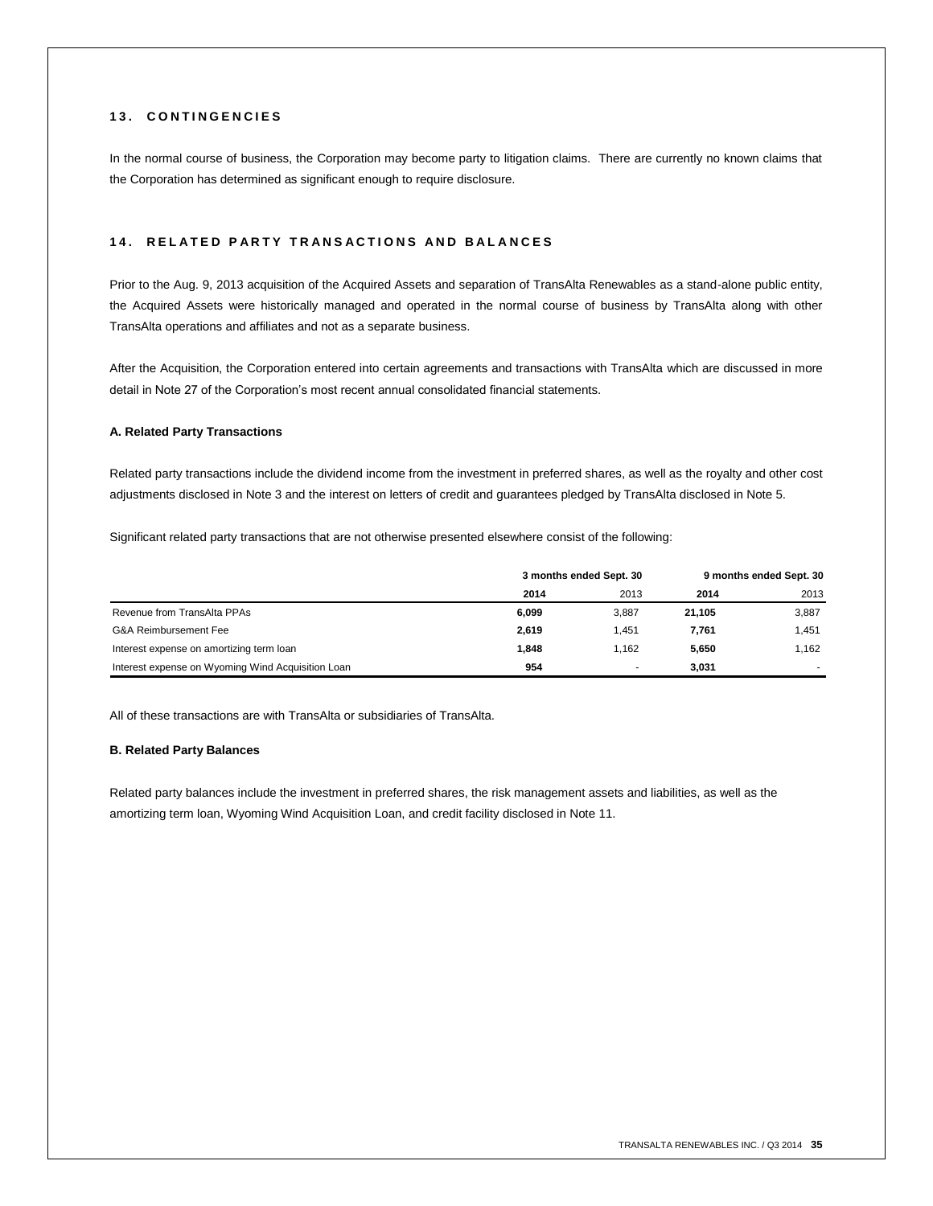## 13. CONTINGENCIES

In the normal course of business, the Corporation may become party to litigation claims. There are currently no known claims that the Corporation has determined as significant enough to require disclosure.

## 14. RELATED PARTY TRANSACTIONS AND BALANCES

Prior to the Aug. 9, 2013 acquisition of the Acquired Assets and separation of TransAlta Renewables as a stand-alone public entity, the Acquired Assets were historically managed and operated in the normal course of business by TransAlta along with other TransAlta operations and affiliates and not as a separate business.

After the Acquisition, the Corporation entered into certain agreements and transactions with TransAlta which are discussed in more detail in Note 27 of the Corporation's most recent annual consolidated financial statements.

### A. Related Party Transactions

Related party transactions include the dividend income from the investment in preferred shares, as well as the royalty and other cost adjustments disclosed in Note 3 and the interest on letters of credit and guarantees pledged by TransAlta disclosed in Note 5.

Significant related party transactions that are not otherwise presented elsewhere consist of the following:

| | 3 months ended Sept. 30 | | 9 months ended Sept. 30 | |
|---|---|---|---|---|
| | **2014** | 2013 | **2014** | 2013 |
| Revenue from TransAlta PPAs | **6,099** | 3,887 | **21,105** | 3,887 |
| G&A Reimbursement Fee | **2,619** | 1,451 | **7,761** | 1,451 |
| Interest expense on amortizing term loan | **1,848** | 1,162 | **5,650** | 1,162 |
| Interest expense on Wyoming Wind Acquisition Loan | **954** | - | **3,031** | - |

All of these transactions are with TransAlta or subsidiaries of TransAlta.

### B. Related Party Balances

Related party balances include the investment in preferred shares, the risk management assets and liabilities, as well as the amortizing term loan, Wyoming Wind Acquisition Loan, and credit facility disclosed in Note 11.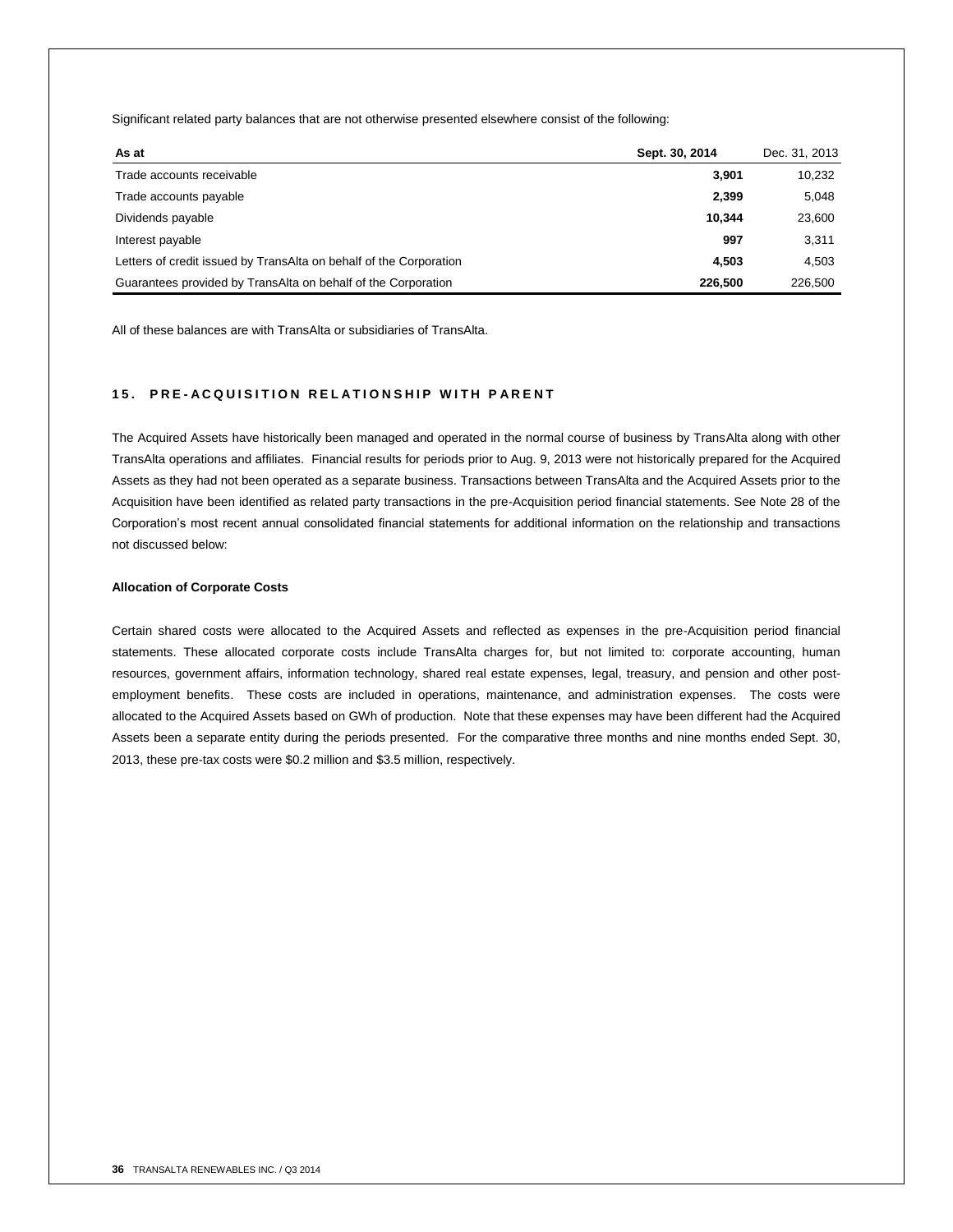Significant related party balances that are not otherwise presented elsewhere consist of the following:

| As at | Sept. 30, 2014 | Dec. 31, 2013 |
|---|---|---|
| Trade accounts receivable | **3,901** | 10,232 |
| Trade accounts payable | **2,399** | 5,048 |
| Dividends payable | **10,344** | 23,600 |
| Interest payable | **997** | 3,311 |
| Letters of credit issued by TransAlta on behalf of the Corporation | **4,503** | 4,503 |
| Guarantees provided by TransAlta on behalf of the Corporation | **226,500** | 226,500 |

All of these balances are with TransAlta or subsidiaries of TransAlta.

## 15. PRE-ACQUISITION RELATIONSHIP WITH PARENT

The Acquired Assets have historically been managed and operated in the normal course of business by TransAlta along with other TransAlta operations and affiliates. Financial results for periods prior to Aug. 9, 2013 were not historically prepared for the Acquired Assets as they had not been operated as a separate business. Transactions between TransAlta and the Acquired Assets prior to the Acquisition have been identified as related party transactions in the pre-Acquisition period financial statements. See Note 28 of the Corporation's most recent annual consolidated financial statements for additional information on the relationship and transactions not discussed below:

**Allocation of Corporate Costs**

Certain shared costs were allocated to the Acquired Assets and reflected as expenses in the pre-Acquisition period financial statements. These allocated corporate costs include TransAlta charges for, but not limited to: corporate accounting, human resources, government affairs, information technology, shared real estate expenses, legal, treasury, and pension and other post-employment benefits. These costs are included in operations, maintenance, and administration expenses. The costs were allocated to the Acquired Assets based on GWh of production. Note that these expenses may have been different had the Acquired Assets been a separate entity during the periods presented. For the comparative three months and nine months ended Sept. 30, 2013, these pre-tax costs were $0.2 million and $3.5 million, respectively.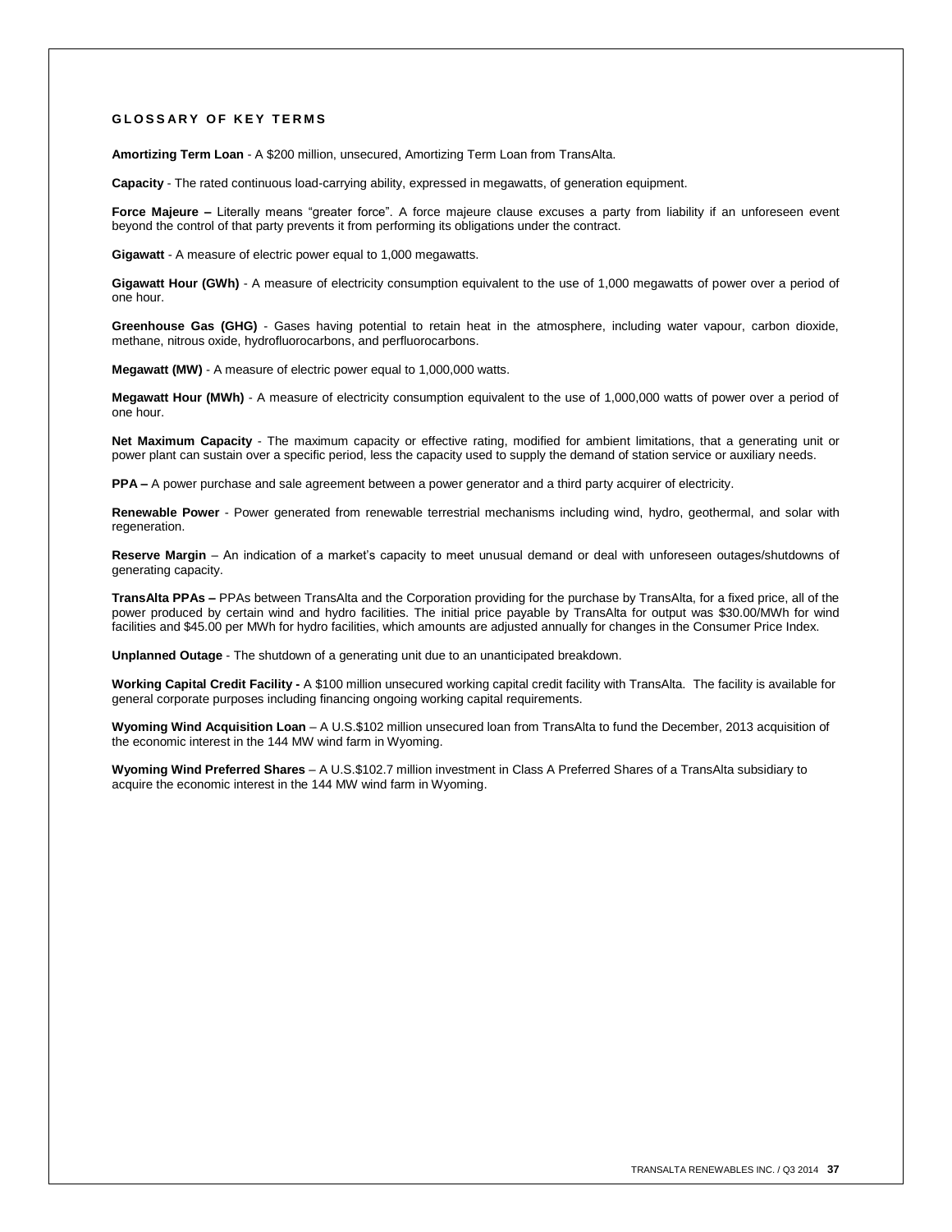## GLOSSARY OF KEY TERMS

**Amortizing Term Loan** - A $200 million, unsecured, Amortizing Term Loan from TransAlta.

**Capacity** - The rated continuous load-carrying ability, expressed in megawatts, of generation equipment.

**Force Majeure –** Literally means "greater force". A force majeure clause excuses a party from liability if an unforeseen event beyond the control of that party prevents it from performing its obligations under the contract.

**Gigawatt** - A measure of electric power equal to 1,000 megawatts.

**Gigawatt Hour (GWh)** - A measure of electricity consumption equivalent to the use of 1,000 megawatts of power over a period of one hour.

**Greenhouse Gas (GHG)** - Gases having potential to retain heat in the atmosphere, including water vapour, carbon dioxide, methane, nitrous oxide, hydrofluorocarbons, and perfluorocarbons.

**Megawatt (MW)** - A measure of electric power equal to 1,000,000 watts.

**Megawatt Hour (MWh)** - A measure of electricity consumption equivalent to the use of 1,000,000 watts of power over a period of one hour.

**Net Maximum Capacity** - The maximum capacity or effective rating, modified for ambient limitations, that a generating unit or power plant can sustain over a specific period, less the capacity used to supply the demand of station service or auxiliary needs.

**PPA –** A power purchase and sale agreement between a power generator and a third party acquirer of electricity.

**Renewable Power** - Power generated from renewable terrestrial mechanisms including wind, hydro, geothermal, and solar with regeneration.

**Reserve Margin** – An indication of a market's capacity to meet unusual demand or deal with unforeseen outages/shutdowns of generating capacity.

**TransAlta PPAs –** PPAs between TransAlta and the Corporation providing for the purchase by TransAlta, for a fixed price, all of the power produced by certain wind and hydro facilities. The initial price payable by TransAlta for output was $30.00/MWh for wind facilities and $45.00 per MWh for hydro facilities, which amounts are adjusted annually for changes in the Consumer Price Index.

**Unplanned Outage** - The shutdown of a generating unit due to an unanticipated breakdown.

**Working Capital Credit Facility -** A $100 million unsecured working capital credit facility with TransAlta. The facility is available for general corporate purposes including financing ongoing working capital requirements.

**Wyoming Wind Acquisition Loan** – A U.S.$102 million unsecured loan from TransAlta to fund the December, 2013 acquisition of the economic interest in the 144 MW wind farm in Wyoming.

**Wyoming Wind Preferred Shares** – A U.S.$102.7 million investment in Class A Preferred Shares of a TransAlta subsidiary to acquire the economic interest in the 144 MW wind farm in Wyoming.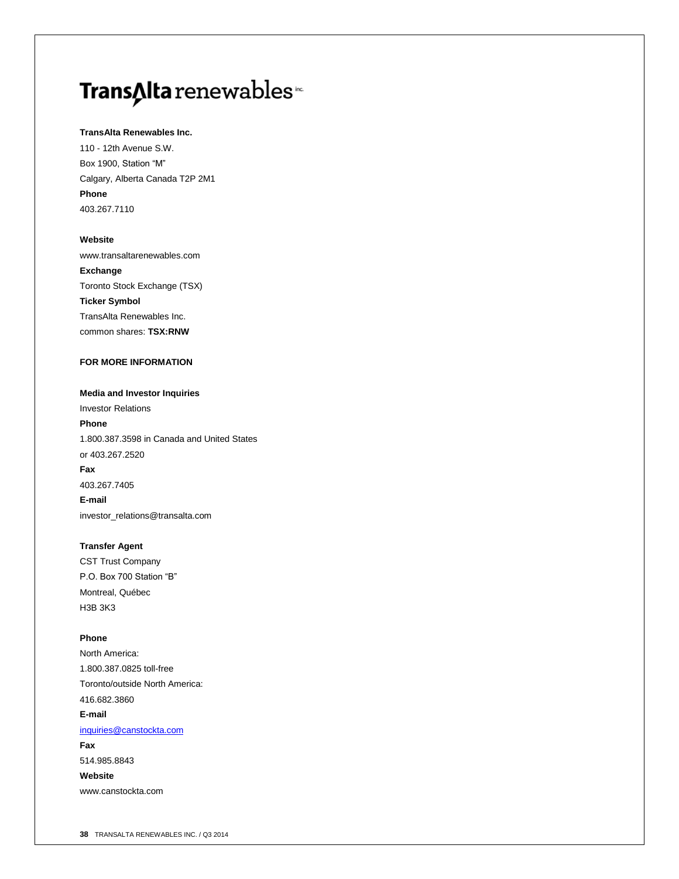TransAlta renewables inc.

**TransAlta Renewables Inc.**

110 - 12th Avenue S.W.

Box 1900, Station "M"

Calgary, Alberta Canada T2P 2M1

**Phone**

403.267.7110

**Website**

www.transaltarenewables.com

**Exchange**

Toronto Stock Exchange (TSX)

**Ticker Symbol**

TransAlta Renewables Inc.

common shares: **TSX:RNW**

**FOR MORE INFORMATION**

**Media and Investor Inquiries**

Investor Relations

**Phone**

1.800.387.3598 in Canada and United States

or 403.267.2520

**Fax**

403.267.7405

**E-mail**

investor_relations@transalta.com

**Transfer Agent**

CST Trust Company

P.O. Box 700 Station "B"

Montreal, Québec

H3B 3K3

**Phone**

North America:

1.800.387.0825 toll-free

Toronto/outside North America:

416.682.3860

**E-mail**

inquiries@canstockta.com

**Fax**

514.985.8843

**Website**

www.canstockta.com